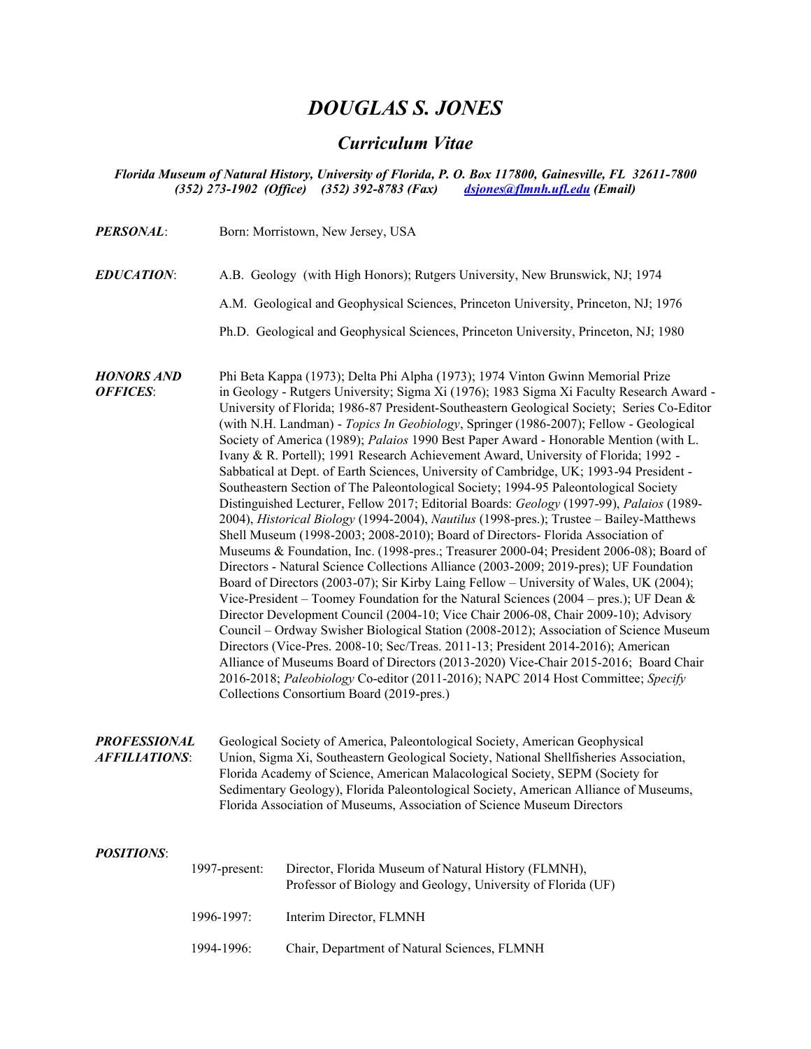# *DOUGLAS S. JONES*

## *Curriculum Vitae*

***Florida Museum of Natural History, University of Florida, P. O. Box 117800, Gainesville, FL 32611-7800***
***(352) 273-1902 (Office) (352) 392-8783 (Fax) [dsjones@flmnh.ufl.edu](mailto:dsjones@flmnh.ufl.edu) (Email)***

***PERSONAL***: Born: Morristown, New Jersey, USA

***EDUCATION***:

A.B. Geology (with High Honors); Rutgers University, New Brunswick, NJ; 1974

A.M. Geological and Geophysical Sciences, Princeton University, Princeton, NJ; 1976

Ph.D. Geological and Geophysical Sciences, Princeton University, Princeton, NJ; 1980

***HONORS AND OFFICES***: Phi Beta Kappa (1973); Delta Phi Alpha (1973); 1974 Vinton Gwinn Memorial Prize in Geology - Rutgers University; Sigma Xi (1976); 1983 Sigma Xi Faculty Research Award - University of Florida; 1986-87 President-Southeastern Geological Society; Series Co-Editor (with N.H. Landman) - *Topics In Geobiology*, Springer (1986-2007); Fellow - Geological Society of America (1989); *Palaios* 1990 Best Paper Award - Honorable Mention (with L. Ivany & R. Portell); 1991 Research Achievement Award, University of Florida; 1992 - Sabbatical at Dept. of Earth Sciences, University of Cambridge, UK; 1993-94 President - Southeastern Section of The Paleontological Society; 1994-95 Paleontological Society Distinguished Lecturer, Fellow 2017; Editorial Boards: *Geology* (1997-99), *Palaios* (1989-2004), *Historical Biology* (1994-2004), *Nautilus* (1998-pres.); Trustee – Bailey-Matthews Shell Museum (1998-2003; 2008-2010); Board of Directors- Florida Association of Museums & Foundation, Inc. (1998-pres.; Treasurer 2000-04; President 2006-08); Board of Directors - Natural Science Collections Alliance (2003-2009; 2019-pres); UF Foundation Board of Directors (2003-07); Sir Kirby Laing Fellow – University of Wales, UK (2004); Vice-President – Toomey Foundation for the Natural Sciences (2004 – pres.); UF Dean & Director Development Council (2004-10; Vice Chair 2006-08, Chair 2009-10); Advisory Council – Ordway Swisher Biological Station (2008-2012); Association of Science Museum Directors (Vice-Pres. 2008-10; Sec/Treas. 2011-13; President 2014-2016); American Alliance of Museums Board of Directors (2013-2020) Vice-Chair 2015-2016; Board Chair 2016-2018; *Paleobiology* Co-editor (2011-2016); NAPC 2014 Host Committee; *Specify* Collections Consortium Board (2019-pres.)

***PROFESSIONAL AFFILIATIONS***: Geological Society of America, Paleontological Society, American Geophysical Union, Sigma Xi, Southeastern Geological Society, National Shellfisheries Association, Florida Academy of Science, American Malacological Society, SEPM (Society for Sedimentary Geology), Florida Paleontological Society, American Alliance of Museums, Florida Association of Museums, Association of Science Museum Directors

***POSITIONS***:

1997-present: Director, Florida Museum of Natural History (FLMNH), Professor of Biology and Geology, University of Florida (UF)

1996-1997: Interim Director, FLMNH

1994-1996: Chair, Department of Natural Sciences, FLMNH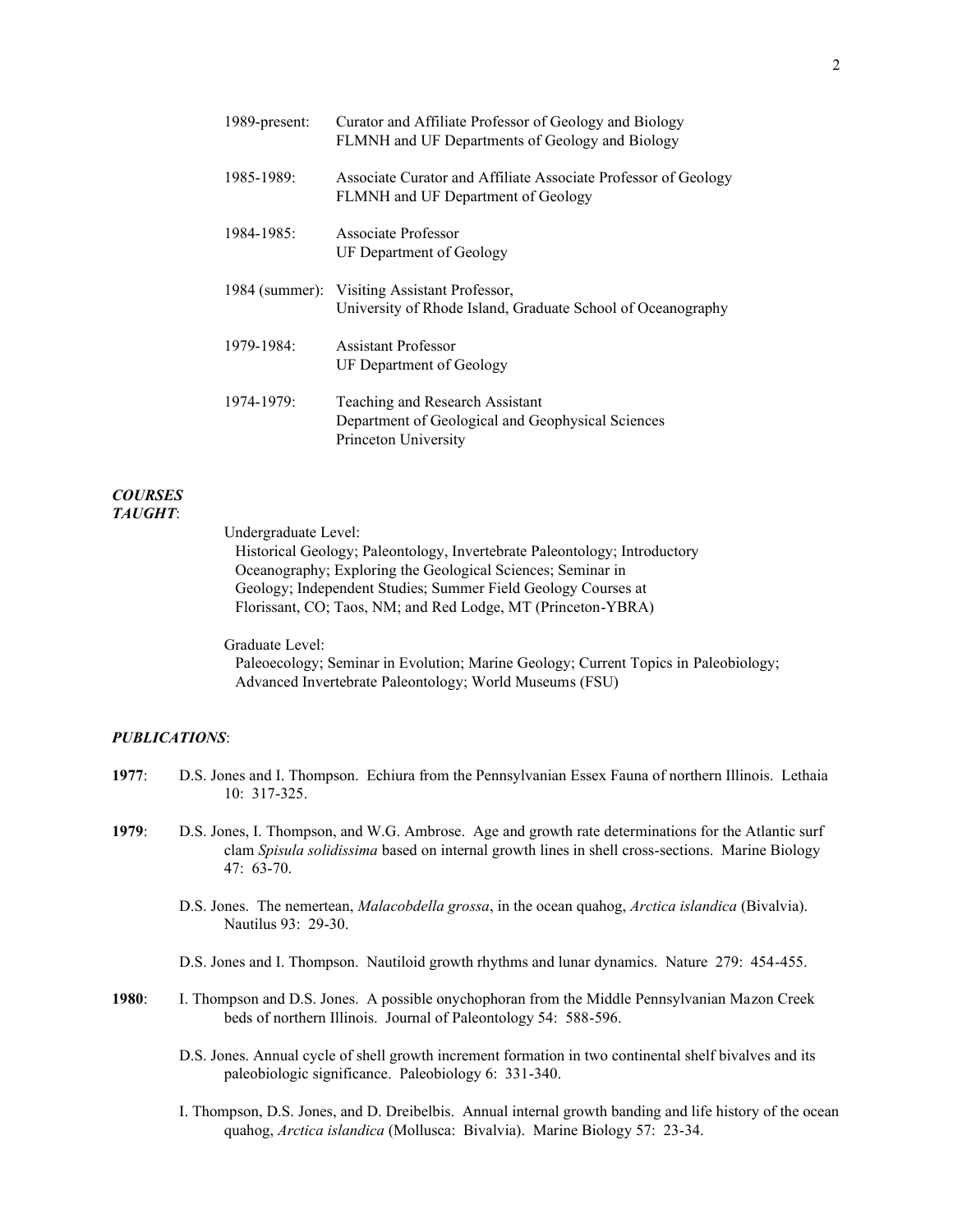1989-present: Curator and Affiliate Professor of Geology and Biology
FLMNH and UF Departments of Geology and Biology

1985-1989: Associate Curator and Affiliate Associate Professor of Geology
FLMNH and UF Department of Geology

1984-1985: Associate Professor
UF Department of Geology

1984 (summer): Visiting Assistant Professor,
University of Rhode Island, Graduate School of Oceanography

1979-1984: Assistant Professor
UF Department of Geology

1974-1979: Teaching and Research Assistant
Department of Geological and Geophysical Sciences
Princeton University

***COURSES TAUGHT***:

Undergraduate Level:
Historical Geology; Paleontology, Invertebrate Paleontology; Introductory Oceanography; Exploring the Geological Sciences; Seminar in Geology; Independent Studies; Summer Field Geology Courses at Florissant, CO; Taos, NM; and Red Lodge, MT (Princeton-YBRA)

Graduate Level:
Paleoecology; Seminar in Evolution; Marine Geology; Current Topics in Paleobiology; Advanced Invertebrate Paleontology; World Museums (FSU)

***PUBLICATIONS***:

**1977**: D.S. Jones and I. Thompson. Echiura from the Pennsylvanian Essex Fauna of northern Illinois. Lethaia 10: 317-325.

**1979**: D.S. Jones, I. Thompson, and W.G. Ambrose. Age and growth rate determinations for the Atlantic surf clam *Spisula solidissima* based on internal growth lines in shell cross-sections. Marine Biology 47: 63-70.

D.S. Jones. The nemertean, *Malacobdella grossa*, in the ocean quahog, *Arctica islandica* (Bivalvia). Nautilus 93: 29-30.

D.S. Jones and I. Thompson. Nautiloid growth rhythms and lunar dynamics. Nature 279: 454-455.

**1980**: I. Thompson and D.S. Jones. A possible onychophoran from the Middle Pennsylvanian Mazon Creek beds of northern Illinois. Journal of Paleontology 54: 588-596.

D.S. Jones. Annual cycle of shell growth increment formation in two continental shelf bivalves and its paleobiologic significance. Paleobiology 6: 331-340.

I. Thompson, D.S. Jones, and D. Dreibelbis. Annual internal growth banding and life history of the ocean quahog, *Arctica islandica* (Mollusca: Bivalvia). Marine Biology 57: 23-34.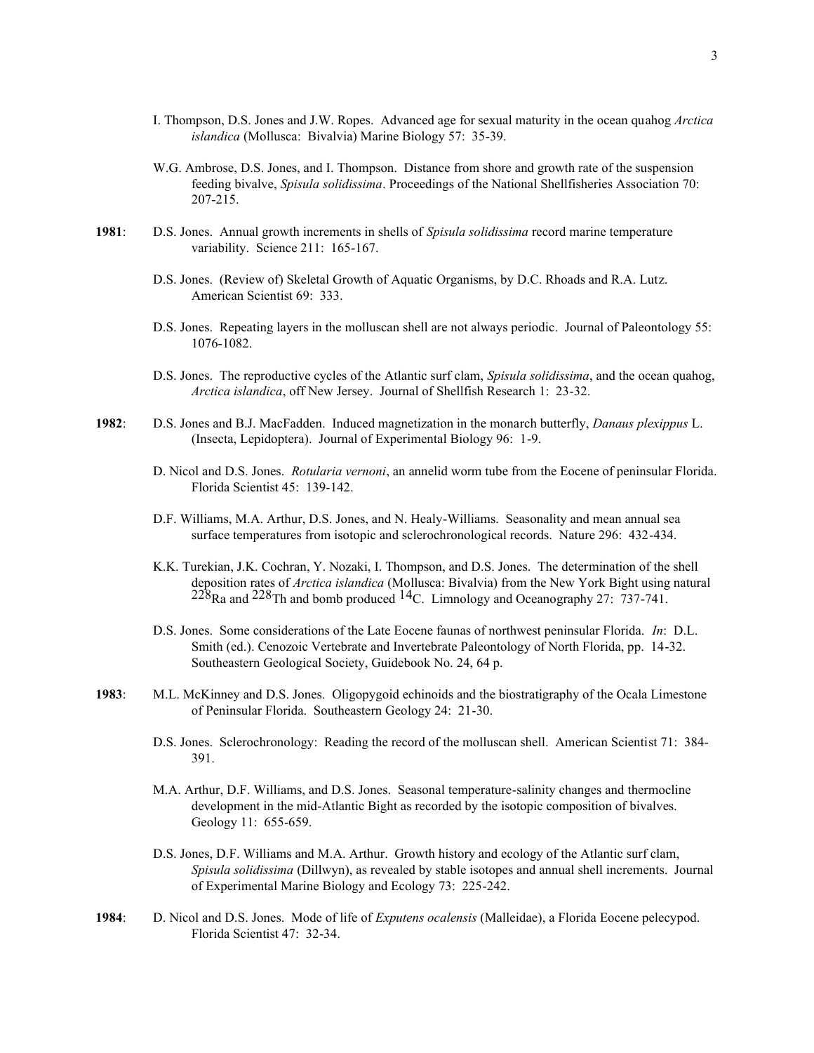I. Thompson, D.S. Jones and J.W. Ropes. Advanced age for sexual maturity in the ocean quahog *Arctica islandica* (Mollusca: Bivalvia) Marine Biology 57: 35-39.

W.G. Ambrose, D.S. Jones, and I. Thompson. Distance from shore and growth rate of the suspension feeding bivalve, *Spisula solidissima*. Proceedings of the National Shellfisheries Association 70: 207-215.

**1981**: D.S. Jones. Annual growth increments in shells of *Spisula solidissima* record marine temperature variability. Science 211: 165-167.

D.S. Jones. (Review of) Skeletal Growth of Aquatic Organisms, by D.C. Rhoads and R.A. Lutz. American Scientist 69: 333.

D.S. Jones. Repeating layers in the molluscan shell are not always periodic. Journal of Paleontology 55: 1076-1082.

D.S. Jones. The reproductive cycles of the Atlantic surf clam, *Spisula solidissima*, and the ocean quahog, *Arctica islandica*, off New Jersey. Journal of Shellfish Research 1: 23-32.

**1982**: D.S. Jones and B.J. MacFadden. Induced magnetization in the monarch butterfly, *Danaus plexippus* L. (Insecta, Lepidoptera). Journal of Experimental Biology 96: 1-9.

D. Nicol and D.S. Jones. *Rotularia vernoni*, an annelid worm tube from the Eocene of peninsular Florida. Florida Scientist 45: 139-142.

D.F. Williams, M.A. Arthur, D.S. Jones, and N. Healy-Williams. Seasonality and mean annual sea surface temperatures from isotopic and sclerochronological records. Nature 296: 432-434.

K.K. Turekian, J.K. Cochran, Y. Nozaki, I. Thompson, and D.S. Jones. The determination of the shell deposition rates of *Arctica islandica* (Mollusca: Bivalvia) from the New York Bight using natural $^{228}$Ra and $^{228}$Th and bomb produced $^{14}$C. Limnology and Oceanography 27: 737-741.

D.S. Jones. Some considerations of the Late Eocene faunas of northwest peninsular Florida. *In*: D.L. Smith (ed.). Cenozoic Vertebrate and Invertebrate Paleontology of North Florida, pp. 14-32. Southeastern Geological Society, Guidebook No. 24, 64 p.

**1983**: M.L. McKinney and D.S. Jones. Oligopygoid echinoids and the biostratigraphy of the Ocala Limestone of Peninsular Florida. Southeastern Geology 24: 21-30.

D.S. Jones. Sclerochronology: Reading the record of the molluscan shell. American Scientist 71: 384-391.

M.A. Arthur, D.F. Williams, and D.S. Jones. Seasonal temperature-salinity changes and thermocline development in the mid-Atlantic Bight as recorded by the isotopic composition of bivalves. Geology 11: 655-659.

D.S. Jones, D.F. Williams and M.A. Arthur. Growth history and ecology of the Atlantic surf clam, *Spisula solidissima* (Dillwyn), as revealed by stable isotopes and annual shell increments. Journal of Experimental Marine Biology and Ecology 73: 225-242.

**1984**: D. Nicol and D.S. Jones. Mode of life of *Exputens ocalensis* (Malleidae), a Florida Eocene pelecypod. Florida Scientist 47: 32-34.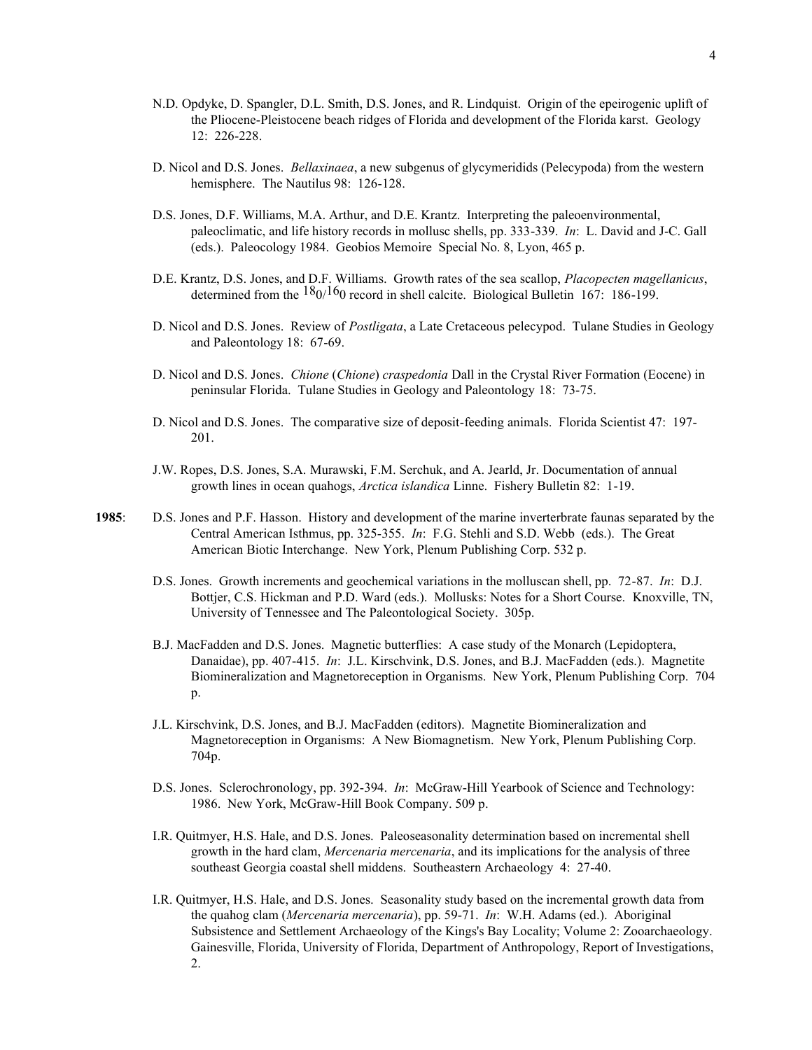N.D. Opdyke, D. Spangler, D.L. Smith, D.S. Jones, and R. Lindquist. Origin of the epeirogenic uplift of the Pliocene-Pleistocene beach ridges of Florida and development of the Florida karst. Geology 12: 226-228.

D. Nicol and D.S. Jones. *Bellaxinaea*, a new subgenus of glycymeridids (Pelecypoda) from the western hemisphere. The Nautilus 98: 126-128.

D.S. Jones, D.F. Williams, M.A. Arthur, and D.E. Krantz. Interpreting the paleoenvironmental, paleoclimatic, and life history records in mollusc shells, pp. 333-339. *In*: L. David and J-C. Gall (eds.). Paleocology 1984. Geobios Memoire Special No. 8, Lyon, 465 p.

D.E. Krantz, D.S. Jones, and D.F. Williams. Growth rates of the sea scallop, *Placopecten magellanicus*, determined from the $^{18}0/^{16}0$ record in shell calcite. Biological Bulletin 167: 186-199.

D. Nicol and D.S. Jones. Review of *Postligata*, a Late Cretaceous pelecypod. Tulane Studies in Geology and Paleontology 18: 67-69.

D. Nicol and D.S. Jones. *Chione* (*Chione*) *craspedonia* Dall in the Crystal River Formation (Eocene) in peninsular Florida. Tulane Studies in Geology and Paleontology 18: 73-75.

D. Nicol and D.S. Jones. The comparative size of deposit-feeding animals. Florida Scientist 47: 197-201.

J.W. Ropes, D.S. Jones, S.A. Murawski, F.M. Serchuk, and A. Jearld, Jr. Documentation of annual growth lines in ocean quahogs, *Arctica islandica* Linne. Fishery Bulletin 82: 1-19.

**1985**: D.S. Jones and P.F. Hasson. History and development of the marine inverterbrate faunas separated by the Central American Isthmus, pp. 325-355. *In*: F.G. Stehli and S.D. Webb (eds.). The Great American Biotic Interchange. New York, Plenum Publishing Corp. 532 p.

D.S. Jones. Growth increments and geochemical variations in the molluscan shell, pp. 72-87. *In*: D.J. Bottjer, C.S. Hickman and P.D. Ward (eds.). Mollusks: Notes for a Short Course. Knoxville, TN, University of Tennessee and The Paleontological Society. 305p.

B.J. MacFadden and D.S. Jones. Magnetic butterflies: A case study of the Monarch (Lepidoptera, Danaidae), pp. 407-415. *In*: J.L. Kirschvink, D.S. Jones, and B.J. MacFadden (eds.). Magnetite Biomineralization and Magnetoreception in Organisms. New York, Plenum Publishing Corp. 704 p.

J.L. Kirschvink, D.S. Jones, and B.J. MacFadden (editors). Magnetite Biomineralization and Magnetoreception in Organisms: A New Biomagnetism. New York, Plenum Publishing Corp. 704p.

D.S. Jones. Sclerochronology, pp. 392-394. *In*: McGraw-Hill Yearbook of Science and Technology: 1986. New York, McGraw-Hill Book Company. 509 p.

I.R. Quitmyer, H.S. Hale, and D.S. Jones. Paleoseasonality determination based on incremental shell growth in the hard clam, *Mercenaria mercenaria*, and its implications for the analysis of three southeast Georgia coastal shell middens. Southeastern Archaeology 4: 27-40.

I.R. Quitmyer, H.S. Hale, and D.S. Jones. Seasonality study based on the incremental growth data from the quahog clam (*Mercenaria mercenaria*), pp. 59-71. *In*: W.H. Adams (ed.). Aboriginal Subsistence and Settlement Archaeology of the Kings's Bay Locality; Volume 2: Zooarchaeology. Gainesville, Florida, University of Florida, Department of Anthropology, Report of Investigations, 2.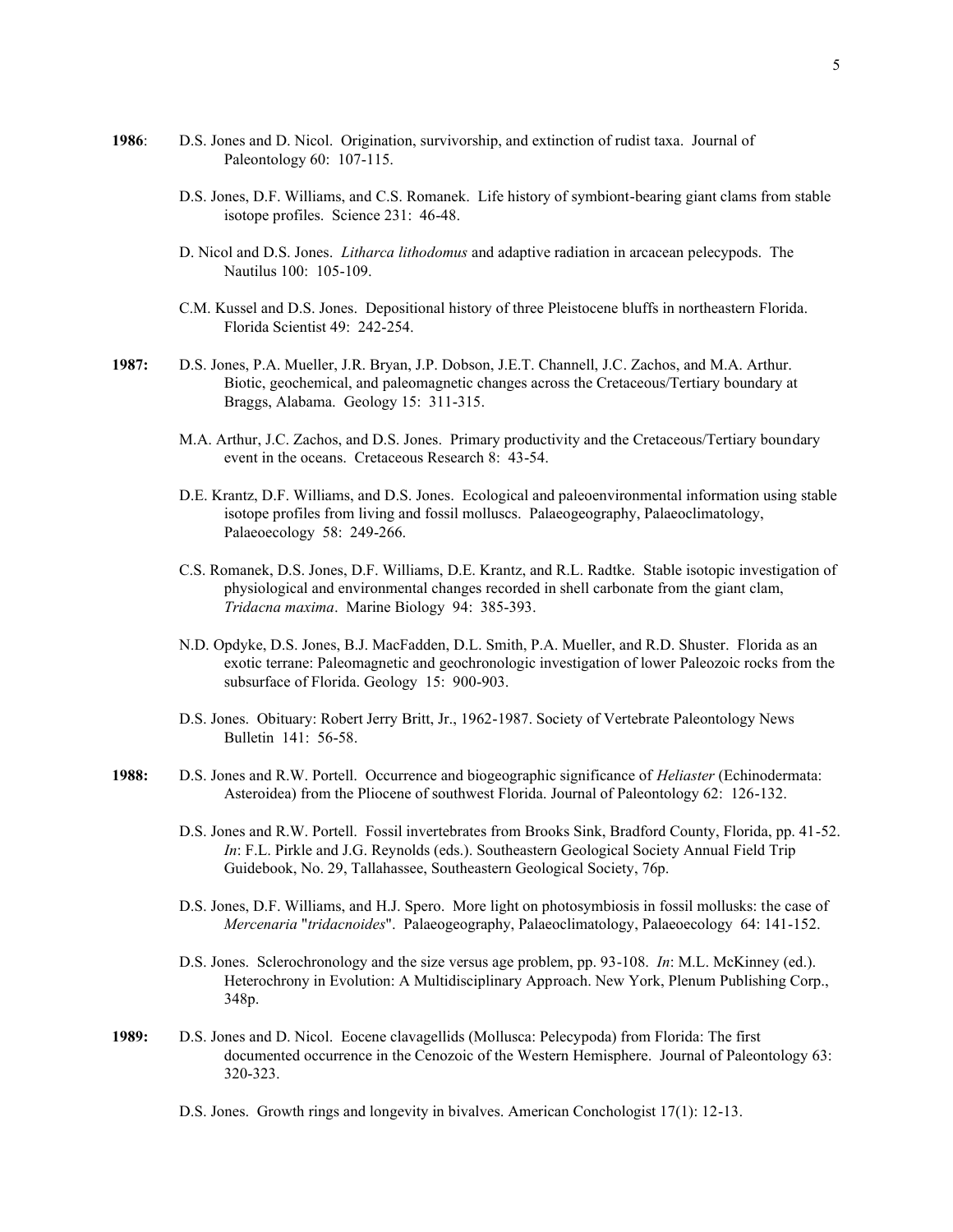**1986**: D.S. Jones and D. Nicol. Origination, survivorship, and extinction of rudist taxa. Journal of Paleontology 60: 107-115.

D.S. Jones, D.F. Williams, and C.S. Romanek. Life history of symbiont-bearing giant clams from stable isotope profiles. Science 231: 46-48.

D. Nicol and D.S. Jones. *Litharca lithodomus* and adaptive radiation in arcacean pelecypods. The Nautilus 100: 105-109.

C.M. Kussel and D.S. Jones. Depositional history of three Pleistocene bluffs in northeastern Florida. Florida Scientist 49: 242-254.

**1987:** D.S. Jones, P.A. Mueller, J.R. Bryan, J.P. Dobson, J.E.T. Channell, J.C. Zachos, and M.A. Arthur. Biotic, geochemical, and paleomagnetic changes across the Cretaceous/Tertiary boundary at Braggs, Alabama. Geology 15: 311-315.

M.A. Arthur, J.C. Zachos, and D.S. Jones. Primary productivity and the Cretaceous/Tertiary boundary event in the oceans. Cretaceous Research 8: 43-54.

D.E. Krantz, D.F. Williams, and D.S. Jones. Ecological and paleoenvironmental information using stable isotope profiles from living and fossil molluscs. Palaeogeography, Palaeoclimatology, Palaeoecology 58: 249-266.

C.S. Romanek, D.S. Jones, D.F. Williams, D.E. Krantz, and R.L. Radtke. Stable isotopic investigation of physiological and environmental changes recorded in shell carbonate from the giant clam, *Tridacna maxima*. Marine Biology 94: 385-393.

N.D. Opdyke, D.S. Jones, B.J. MacFadden, D.L. Smith, P.A. Mueller, and R.D. Shuster. Florida as an exotic terrane: Paleomagnetic and geochronologic investigation of lower Paleozoic rocks from the subsurface of Florida. Geology 15: 900-903.

D.S. Jones. Obituary: Robert Jerry Britt, Jr., 1962-1987. Society of Vertebrate Paleontology News Bulletin 141: 56-58.

**1988:** D.S. Jones and R.W. Portell. Occurrence and biogeographic significance of *Heliaster* (Echinodermata: Asteroidea) from the Pliocene of southwest Florida. Journal of Paleontology 62: 126-132.

D.S. Jones and R.W. Portell. Fossil invertebrates from Brooks Sink, Bradford County, Florida, pp. 41-52. *In*: F.L. Pirkle and J.G. Reynolds (eds.). Southeastern Geological Society Annual Field Trip Guidebook, No. 29, Tallahassee, Southeastern Geological Society, 76p.

D.S. Jones, D.F. Williams, and H.J. Spero. More light on photosymbiosis in fossil mollusks: the case of *Mercenaria* "*tridacnoides*". Palaeogeography, Palaeoclimatology, Palaeoecology 64: 141-152.

D.S. Jones. Sclerochronology and the size versus age problem, pp. 93-108. *In*: M.L. McKinney (ed.). Heterochrony in Evolution: A Multidisciplinary Approach. New York, Plenum Publishing Corp., 348p.

**1989:** D.S. Jones and D. Nicol. Eocene clavagellids (Mollusca: Pelecypoda) from Florida: The first documented occurrence in the Cenozoic of the Western Hemisphere. Journal of Paleontology 63: 320-323.

D.S. Jones. Growth rings and longevity in bivalves. American Conchologist 17(1): 12-13.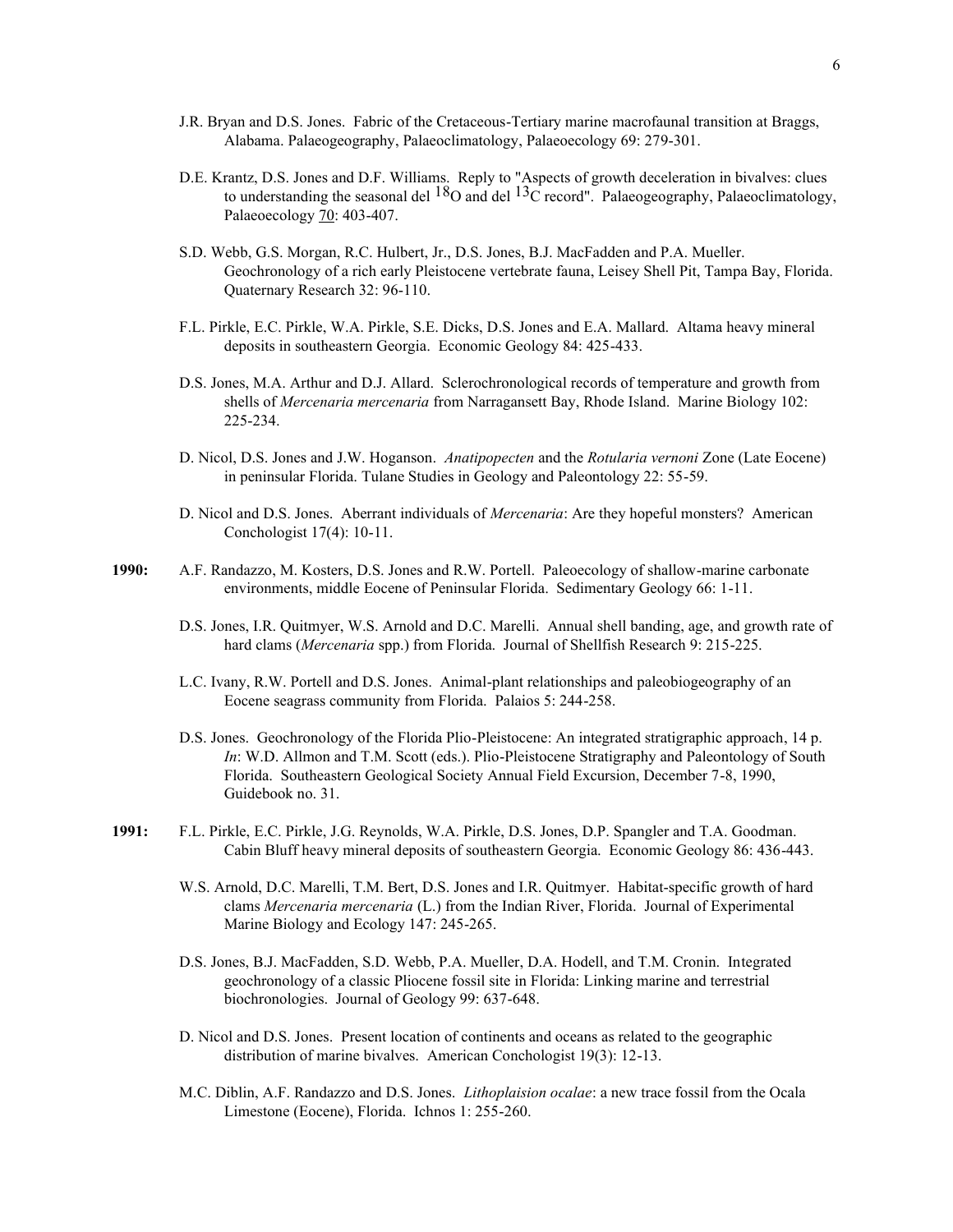J.R. Bryan and D.S. Jones. Fabric of the Cretaceous-Tertiary marine macrofaunal transition at Braggs, Alabama. Palaeogeography, Palaeoclimatology, Palaeoecology 69: 279-301.

D.E. Krantz, D.S. Jones and D.F. Williams. Reply to "Aspects of growth deceleration in bivalves: clues to understanding the seasonal del $^{18}O$ and del $^{13}C$ record". Palaeogeography, Palaeoclimatology, Palaeoecology 70: 403-407.

S.D. Webb, G.S. Morgan, R.C. Hulbert, Jr., D.S. Jones, B.J. MacFadden and P.A. Mueller. Geochronology of a rich early Pleistocene vertebrate fauna, Leisey Shell Pit, Tampa Bay, Florida. Quaternary Research 32: 96-110.

F.L. Pirkle, E.C. Pirkle, W.A. Pirkle, S.E. Dicks, D.S. Jones and E.A. Mallard. Altama heavy mineral deposits in southeastern Georgia. Economic Geology 84: 425-433.

D.S. Jones, M.A. Arthur and D.J. Allard. Sclerochronological records of temperature and growth from shells of *Mercenaria mercenaria* from Narragansett Bay, Rhode Island. Marine Biology 102: 225-234.

D. Nicol, D.S. Jones and J.W. Hoganson. *Anatipopecten* and the *Rotularia vernoni* Zone (Late Eocene) in peninsular Florida. Tulane Studies in Geology and Paleontology 22: 55-59.

D. Nicol and D.S. Jones. Aberrant individuals of *Mercenaria*: Are they hopeful monsters? American Conchologist 17(4): 10-11.

**1990:** A.F. Randazzo, M. Kosters, D.S. Jones and R.W. Portell. Paleoecology of shallow-marine carbonate environments, middle Eocene of Peninsular Florida. Sedimentary Geology 66: 1-11.

D.S. Jones, I.R. Quitmyer, W.S. Arnold and D.C. Marelli. Annual shell banding, age, and growth rate of hard clams (*Mercenaria* spp.) from Florida. Journal of Shellfish Research 9: 215-225.

L.C. Ivany, R.W. Portell and D.S. Jones. Animal-plant relationships and paleobiogeography of an Eocene seagrass community from Florida. Palaios 5: 244-258.

D.S. Jones. Geochronology of the Florida Plio-Pleistocene: An integrated stratigraphic approach, 14 p. *In*: W.D. Allmon and T.M. Scott (eds.). Plio-Pleistocene Stratigraphy and Paleontology of South Florida. Southeastern Geological Society Annual Field Excursion, December 7-8, 1990, Guidebook no. 31.

**1991:** F.L. Pirkle, E.C. Pirkle, J.G. Reynolds, W.A. Pirkle, D.S. Jones, D.P. Spangler and T.A. Goodman. Cabin Bluff heavy mineral deposits of southeastern Georgia. Economic Geology 86: 436-443.

W.S. Arnold, D.C. Marelli, T.M. Bert, D.S. Jones and I.R. Quitmyer. Habitat-specific growth of hard clams *Mercenaria mercenaria* (L.) from the Indian River, Florida. Journal of Experimental Marine Biology and Ecology 147: 245-265.

D.S. Jones, B.J. MacFadden, S.D. Webb, P.A. Mueller, D.A. Hodell, and T.M. Cronin. Integrated geochronology of a classic Pliocene fossil site in Florida: Linking marine and terrestrial biochronologies. Journal of Geology 99: 637-648.

D. Nicol and D.S. Jones. Present location of continents and oceans as related to the geographic distribution of marine bivalves. American Conchologist 19(3): 12-13.

M.C. Diblin, A.F. Randazzo and D.S. Jones. *Lithoplaision ocalae*: a new trace fossil from the Ocala Limestone (Eocene), Florida. Ichnos 1: 255-260.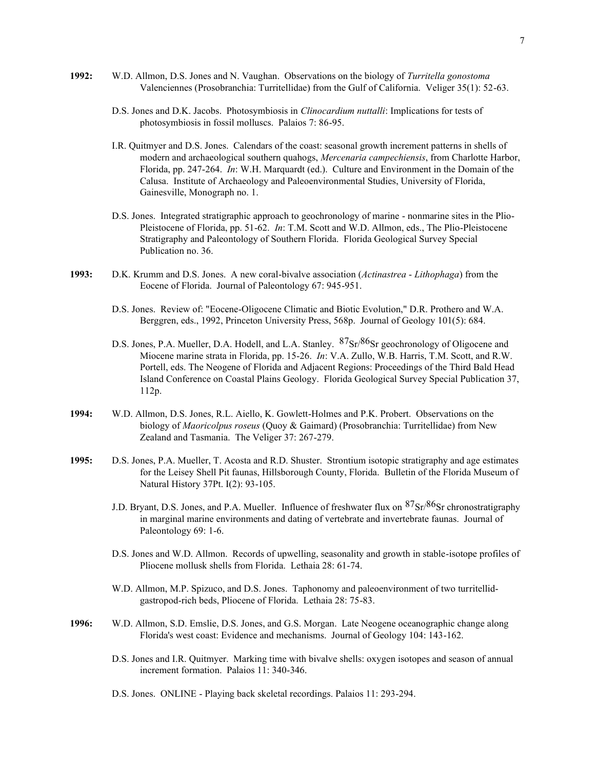**1992:** W.D. Allmon, D.S. Jones and N. Vaughan. Observations on the biology of *Turritella gonostoma* Valenciennes (Prosobranchia: Turritellidae) from the Gulf of California. Veliger 35(1): 52-63.

D.S. Jones and D.K. Jacobs. Photosymbiosis in *Clinocardium nuttalli*: Implications for tests of photosymbiosis in fossil molluscs. Palaios 7: 86-95.

I.R. Quitmyer and D.S. Jones. Calendars of the coast: seasonal growth increment patterns in shells of modern and archaeological southern quahogs, *Mercenaria campechiensis*, from Charlotte Harbor, Florida, pp. 247-264. *In*: W.H. Marquardt (ed.). Culture and Environment in the Domain of the Calusa. Institute of Archaeology and Paleoenvironmental Studies, University of Florida, Gainesville, Monograph no. 1.

D.S. Jones. Integrated stratigraphic approach to geochronology of marine - nonmarine sites in the Plio-Pleistocene of Florida, pp. 51-62. *In*: T.M. Scott and W.D. Allmon, eds., The Plio-Pleistocene Stratigraphy and Paleontology of Southern Florida. Florida Geological Survey Special Publication no. 36.

**1993:** D.K. Krumm and D.S. Jones. A new coral-bivalve association (*Actinastrea - Lithophaga*) from the Eocene of Florida. Journal of Paleontology 67: 945-951.

D.S. Jones. Review of: "Eocene-Oligocene Climatic and Biotic Evolution," D.R. Prothero and W.A. Berggren, eds., 1992, Princeton University Press, 568p. Journal of Geology 101(5): 684.

D.S. Jones, P.A. Mueller, D.A. Hodell, and L.A. Stanley. $^{87}Sr/^{86}Sr$ geochronology of Oligocene and Miocene marine strata in Florida, pp. 15-26. *In*: V.A. Zullo, W.B. Harris, T.M. Scott, and R.W. Portell, eds. The Neogene of Florida and Adjacent Regions: Proceedings of the Third Bald Head Island Conference on Coastal Plains Geology. Florida Geological Survey Special Publication 37, 112p.

**1994:** W.D. Allmon, D.S. Jones, R.L. Aiello, K. Gowlett-Holmes and P.K. Probert. Observations on the biology of *Maoricolpus roseus* (Quoy & Gaimard) (Prosobranchia: Turritellidae) from New Zealand and Tasmania. The Veliger 37: 267-279.

**1995:** D.S. Jones, P.A. Mueller, T. Acosta and R.D. Shuster. Strontium isotopic stratigraphy and age estimates for the Leisey Shell Pit faunas, Hillsborough County, Florida. Bulletin of the Florida Museum of Natural History 37Pt. I(2): 93-105.

J.D. Bryant, D.S. Jones, and P.A. Mueller. Influence of freshwater flux on $^{87}Sr/^{86}Sr$ chronostratigraphy in marginal marine environments and dating of vertebrate and invertebrate faunas. Journal of Paleontology 69: 1-6.

D.S. Jones and W.D. Allmon. Records of upwelling, seasonality and growth in stable-isotope profiles of Pliocene mollusk shells from Florida. Lethaia 28: 61-74.

W.D. Allmon, M.P. Spizuco, and D.S. Jones. Taphonomy and paleoenvironment of two turritellid-gastropod-rich beds, Pliocene of Florida. Lethaia 28: 75-83.

**1996:** W.D. Allmon, S.D. Emslie, D.S. Jones, and G.S. Morgan. Late Neogene oceanographic change along Florida's west coast: Evidence and mechanisms. Journal of Geology 104: 143-162.

D.S. Jones and I.R. Quitmyer. Marking time with bivalve shells: oxygen isotopes and season of annual increment formation. Palaios 11: 340-346.

D.S. Jones. ONLINE - Playing back skeletal recordings. Palaios 11: 293-294.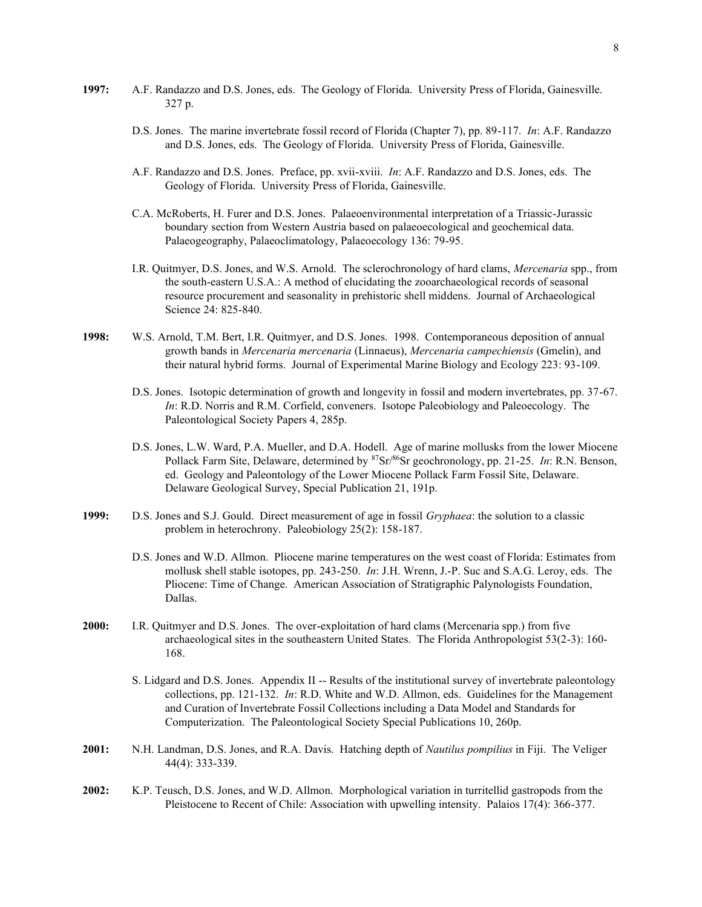**1997:** A.F. Randazzo and D.S. Jones, eds. The Geology of Florida. University Press of Florida, Gainesville. 327 p.

D.S. Jones. The marine invertebrate fossil record of Florida (Chapter 7), pp. 89-117. *In*: A.F. Randazzo and D.S. Jones, eds. The Geology of Florida. University Press of Florida, Gainesville.

A.F. Randazzo and D.S. Jones. Preface, pp. xvii-xviii. *In*: A.F. Randazzo and D.S. Jones, eds. The Geology of Florida. University Press of Florida, Gainesville.

C.A. McRoberts, H. Furer and D.S. Jones. Palaeoenvironmental interpretation of a Triassic-Jurassic boundary section from Western Austria based on palaeoecological and geochemical data. Palaeogeography, Palaeoclimatology, Palaeoecology 136: 79-95.

I.R. Quitmyer, D.S. Jones, and W.S. Arnold. The sclerochronology of hard clams, *Mercenaria* spp., from the south-eastern U.S.A.: A method of elucidating the zooarchaeological records of seasonal resource procurement and seasonality in prehistoric shell middens. Journal of Archaeological Science 24: 825-840.

**1998:** W.S. Arnold, T.M. Bert, I.R. Quitmyer, and D.S. Jones. 1998. Contemporaneous deposition of annual growth bands in *Mercenaria mercenaria* (Linnaeus), *Mercenaria campechiensis* (Gmelin), and their natural hybrid forms. Journal of Experimental Marine Biology and Ecology 223: 93-109.

D.S. Jones. Isotopic determination of growth and longevity in fossil and modern invertebrates, pp. 37-67. *In*: R.D. Norris and R.M. Corfield, conveners. Isotope Paleobiology and Paleoecology. The Paleontological Society Papers 4, 285p.

D.S. Jones, L.W. Ward, P.A. Mueller, and D.A. Hodell. Age of marine mollusks from the lower Miocene Pollack Farm Site, Delaware, determined by $^{87}Sr/^{86}Sr$ geochronology, pp. 21-25. *In*: R.N. Benson, ed. Geology and Paleontology of the Lower Miocene Pollack Farm Fossil Site, Delaware. Delaware Geological Survey, Special Publication 21, 191p.

**1999:** D.S. Jones and S.J. Gould. Direct measurement of age in fossil *Gryphaea*: the solution to a classic problem in heterochrony. Paleobiology 25(2): 158-187.

D.S. Jones and W.D. Allmon. Pliocene marine temperatures on the west coast of Florida: Estimates from mollusk shell stable isotopes, pp. 243-250. *In*: J.H. Wrenn, J.-P. Suc and S.A.G. Leroy, eds. The Pliocene: Time of Change. American Association of Stratigraphic Palynologists Foundation, Dallas.

**2000:** I.R. Quitmyer and D.S. Jones. The over-exploitation of hard clams (Mercenaria spp.) from five archaeological sites in the southeastern United States. The Florida Anthropologist 53(2-3): 160-168.

S. Lidgard and D.S. Jones. Appendix II -- Results of the institutional survey of invertebrate paleontology collections, pp. 121-132. *In*: R.D. White and W.D. Allmon, eds. Guidelines for the Management and Curation of Invertebrate Fossil Collections including a Data Model and Standards for Computerization. The Paleontological Society Special Publications 10, 260p.

**2001:** N.H. Landman, D.S. Jones, and R.A. Davis. Hatching depth of *Nautilus pompilius* in Fiji. The Veliger 44(4): 333-339.

**2002:** K.P. Teusch, D.S. Jones, and W.D. Allmon. Morphological variation in turritellid gastropods from the Pleistocene to Recent of Chile: Association with upwelling intensity. Palaios 17(4): 366-377.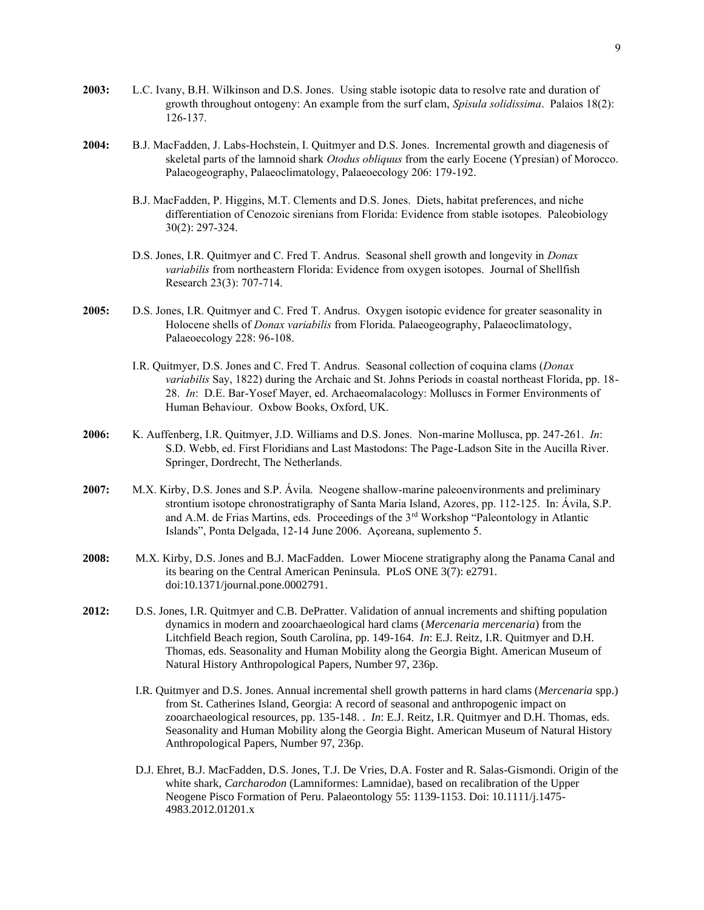**2003:** L.C. Ivany, B.H. Wilkinson and D.S. Jones. Using stable isotopic data to resolve rate and duration of growth throughout ontogeny: An example from the surf clam, *Spisula solidissima*. Palaios 18(2): 126-137.

**2004:** B.J. MacFadden, J. Labs-Hochstein, I. Quitmyer and D.S. Jones. Incremental growth and diagenesis of skeletal parts of the lamnoid shark *Otodus obliquus* from the early Eocene (Ypresian) of Morocco. Palaeogeography, Palaeoclimatology, Palaeoecology 206: 179-192.

B.J. MacFadden, P. Higgins, M.T. Clements and D.S. Jones. Diets, habitat preferences, and niche differentiation of Cenozoic sirenians from Florida: Evidence from stable isotopes. Paleobiology 30(2): 297-324.

D.S. Jones, I.R. Quitmyer and C. Fred T. Andrus. Seasonal shell growth and longevity in *Donax variabilis* from northeastern Florida: Evidence from oxygen isotopes. Journal of Shellfish Research 23(3): 707-714.

**2005:** D.S. Jones, I.R. Quitmyer and C. Fred T. Andrus. Oxygen isotopic evidence for greater seasonality in Holocene shells of *Donax variabilis* from Florida. Palaeogeography, Palaeoclimatology, Palaeoecology 228: 96-108.

I.R. Quitmyer, D.S. Jones and C. Fred T. Andrus. Seasonal collection of coquina clams (*Donax variabilis* Say, 1822) during the Archaic and St. Johns Periods in coastal northeast Florida, pp. 18-28. *In*: D.E. Bar-Yosef Mayer, ed. Archaeomalacology: Molluscs in Former Environments of Human Behaviour. Oxbow Books, Oxford, UK.

**2006:** K. Auffenberg, I.R. Quitmyer, J.D. Williams and D.S. Jones. Non-marine Mollusca, pp. 247-261. *In*: S.D. Webb, ed. First Floridians and Last Mastodons: The Page-Ladson Site in the Aucilla River. Springer, Dordrecht, The Netherlands.

**2007:** M.X. Kirby, D.S. Jones and S.P. Ávila. Neogene shallow-marine paleoenvironments and preliminary strontium isotope chronostratigraphy of Santa Maria Island, Azores, pp. 112-125. In: Ávila, S.P. and A.M. de Frias Martins, eds. Proceedings of the 3rd Workshop "Paleontology in Atlantic Islands", Ponta Delgada, 12-14 June 2006. Açoreana, suplemento 5.

**2008:** M.X. Kirby, D.S. Jones and B.J. MacFadden. Lower Miocene stratigraphy along the Panama Canal and its bearing on the Central American Peninsula. PLoS ONE 3(7): e2791. doi:10.1371/journal.pone.0002791.

**2012:** D.S. Jones, I.R. Quitmyer and C.B. DePratter. Validation of annual increments and shifting population dynamics in modern and zooarchaeological hard clams (*Mercenaria mercenaria*) from the Litchfield Beach region, South Carolina, pp. 149-164. *In*: E.J. Reitz, I.R. Quitmyer and D.H. Thomas, eds. Seasonality and Human Mobility along the Georgia Bight. American Museum of Natural History Anthropological Papers, Number 97, 236p.

I.R. Quitmyer and D.S. Jones. Annual incremental shell growth patterns in hard clams (*Mercenaria* spp.) from St. Catherines Island, Georgia: A record of seasonal and anthropogenic impact on zooarchaeological resources, pp. 135-148. . *In*: E.J. Reitz, I.R. Quitmyer and D.H. Thomas, eds. Seasonality and Human Mobility along the Georgia Bight. American Museum of Natural History Anthropological Papers, Number 97, 236p.

D.J. Ehret, B.J. MacFadden, D.S. Jones, T.J. De Vries, D.A. Foster and R. Salas-Gismondi. Origin of the white shark, *Carcharodon* (Lamniformes: Lamnidae), based on recalibration of the Upper Neogene Pisco Formation of Peru. Palaeontology 55: 1139-1153. Doi: 10.1111/j.1475-4983.2012.01201.x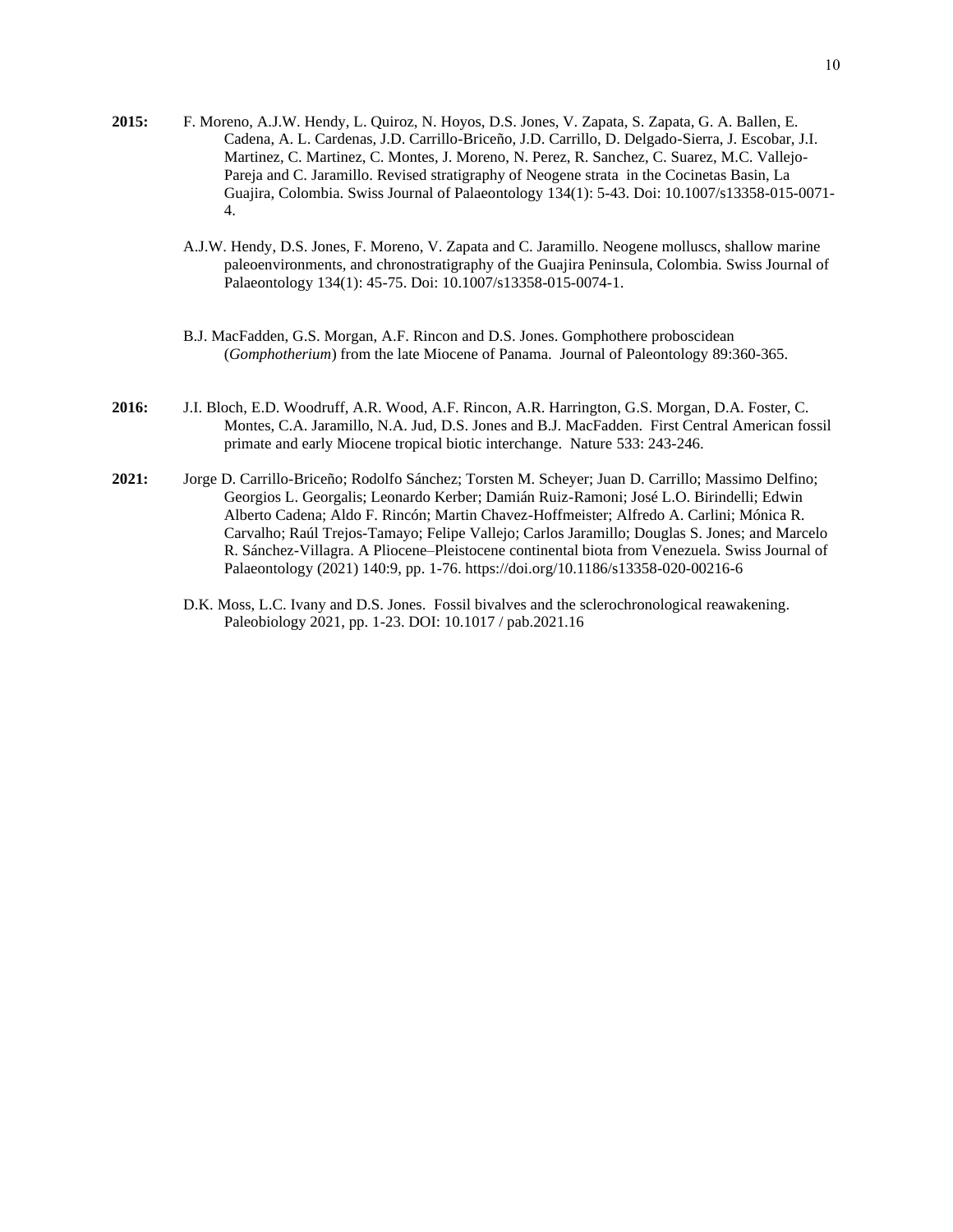**2015:** F. Moreno, A.J.W. Hendy, L. Quiroz, N. Hoyos, D.S. Jones, V. Zapata, S. Zapata, G. A. Ballen, E. Cadena, A. L. Cardenas, J.D. Carrillo-Briceño, J.D. Carrillo, D. Delgado-Sierra, J. Escobar, J.I. Martinez, C. Martinez, C. Montes, J. Moreno, N. Perez, R. Sanchez, C. Suarez, M.C. Vallejo-Pareja and C. Jaramillo. Revised stratigraphy of Neogene strata in the Cocinetas Basin, La Guajira, Colombia. Swiss Journal of Palaeontology 134(1): 5-43. Doi: 10.1007/s13358-015-0071-4.

A.J.W. Hendy, D.S. Jones, F. Moreno, V. Zapata and C. Jaramillo. Neogene molluscs, shallow marine paleoenvironments, and chronostratigraphy of the Guajira Peninsula, Colombia. Swiss Journal of Palaeontology 134(1): 45-75. Doi: 10.1007/s13358-015-0074-1.

B.J. MacFadden, G.S. Morgan, A.F. Rincon and D.S. Jones. Gomphothere proboscidean (*Gomphotherium*) from the late Miocene of Panama. Journal of Paleontology 89:360-365.

**2016:** J.I. Bloch, E.D. Woodruff, A.R. Wood, A.F. Rincon, A.R. Harrington, G.S. Morgan, D.A. Foster, C. Montes, C.A. Jaramillo, N.A. Jud, D.S. Jones and B.J. MacFadden. First Central American fossil primate and early Miocene tropical biotic interchange. Nature 533: 243-246.

**2021:** Jorge D. Carrillo-Briceño; Rodolfo Sánchez; Torsten M. Scheyer; Juan D. Carrillo; Massimo Delfino; Georgios L. Georgalis; Leonardo Kerber; Damián Ruiz-Ramoni; José L.O. Birindelli; Edwin Alberto Cadena; Aldo F. Rincón; Martin Chavez-Hoffmeister; Alfredo A. Carlini; Mónica R. Carvalho; Raúl Trejos-Tamayo; Felipe Vallejo; Carlos Jaramillo; Douglas S. Jones; and Marcelo R. Sánchez-Villagra. A Pliocene–Pleistocene continental biota from Venezuela. Swiss Journal of Palaeontology (2021) 140:9, pp. 1-76. https://doi.org/10.1186/s13358-020-00216-6

D.K. Moss, L.C. Ivany and D.S. Jones. Fossil bivalves and the sclerochronological reawakening. Paleobiology 2021, pp. 1-23. DOI: 10.1017 / pab.2021.16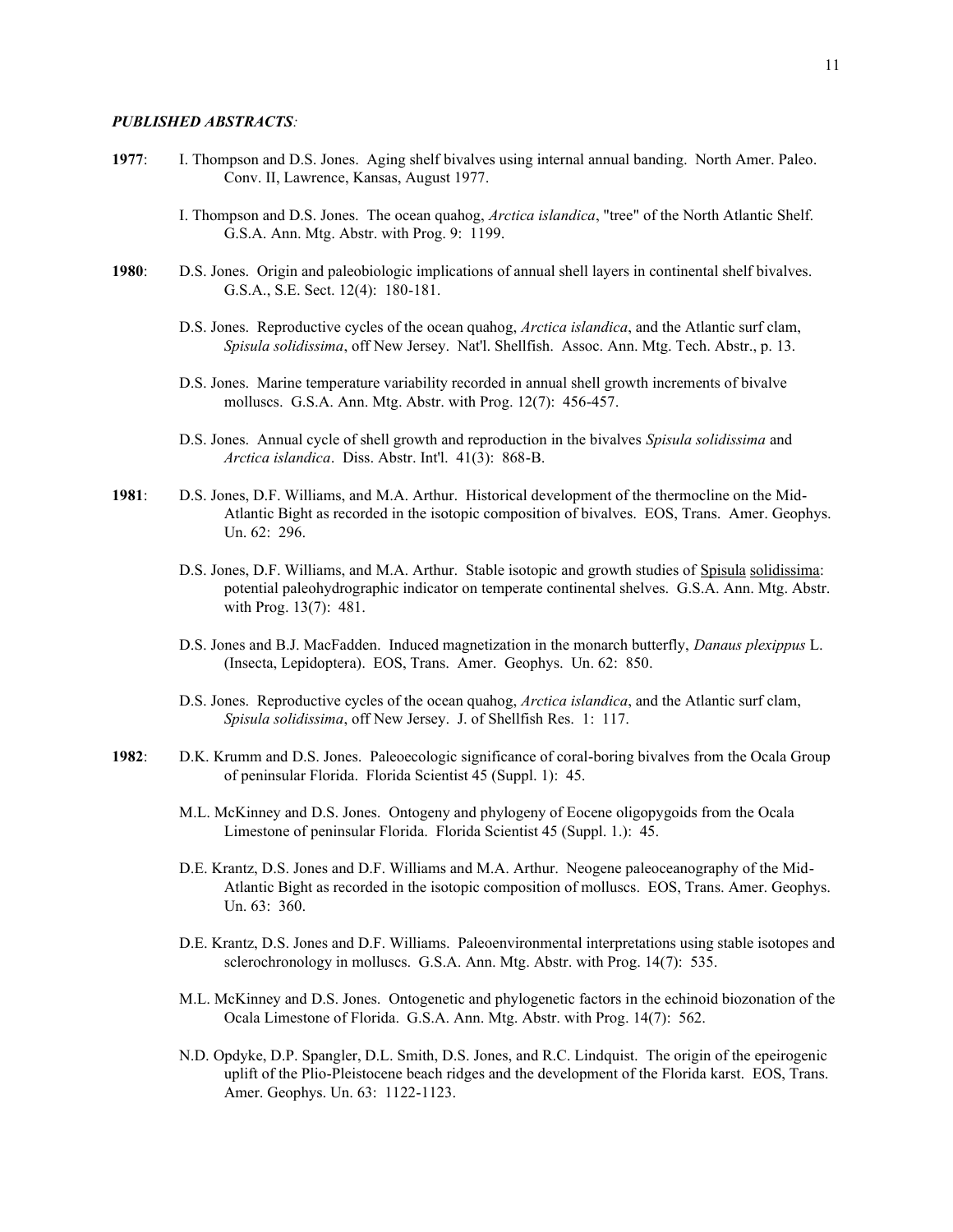***PUBLISHED ABSTRACTS*:**

**1977**: I. Thompson and D.S. Jones. Aging shelf bivalves using internal annual banding. North Amer. Paleo. Conv. II, Lawrence, Kansas, August 1977.

I. Thompson and D.S. Jones. The ocean quahog, *Arctica islandica*, "tree" of the North Atlantic Shelf. G.S.A. Ann. Mtg. Abstr. with Prog. 9: 1199.

**1980**: D.S. Jones. Origin and paleobiologic implications of annual shell layers in continental shelf bivalves. G.S.A., S.E. Sect. 12(4): 180-181.

D.S. Jones. Reproductive cycles of the ocean quahog, *Arctica islandica*, and the Atlantic surf clam, *Spisula solidissima*, off New Jersey. Nat'l. Shellfish. Assoc. Ann. Mtg. Tech. Abstr., p. 13.

D.S. Jones. Marine temperature variability recorded in annual shell growth increments of bivalve molluscs. G.S.A. Ann. Mtg. Abstr. with Prog. 12(7): 456-457.

D.S. Jones. Annual cycle of shell growth and reproduction in the bivalves *Spisula solidissima* and *Arctica islandica*. Diss. Abstr. Int'l. 41(3): 868-B.

**1981**: D.S. Jones, D.F. Williams, and M.A. Arthur. Historical development of the thermocline on the Mid-Atlantic Bight as recorded in the isotopic composition of bivalves. EOS, Trans. Amer. Geophys. Un. 62: 296.

D.S. Jones, D.F. Williams, and M.A. Arthur. Stable isotopic and growth studies of Spisula solidissima: potential paleohydrographic indicator on temperate continental shelves. G.S.A. Ann. Mtg. Abstr. with Prog. 13(7): 481.

D.S. Jones and B.J. MacFadden. Induced magnetization in the monarch butterfly, *Danaus plexippus* L. (Insecta, Lepidoptera). EOS, Trans. Amer. Geophys. Un. 62: 850.

D.S. Jones. Reproductive cycles of the ocean quahog, *Arctica islandica*, and the Atlantic surf clam, *Spisula solidissima*, off New Jersey. J. of Shellfish Res. 1: 117.

**1982**: D.K. Krumm and D.S. Jones. Paleoecologic significance of coral-boring bivalves from the Ocala Group of peninsular Florida. Florida Scientist 45 (Suppl. 1): 45.

M.L. McKinney and D.S. Jones. Ontogeny and phylogeny of Eocene oligopygoids from the Ocala Limestone of peninsular Florida. Florida Scientist 45 (Suppl. 1.): 45.

D.E. Krantz, D.S. Jones and D.F. Williams and M.A. Arthur. Neogene paleoceanography of the Mid-Atlantic Bight as recorded in the isotopic composition of molluscs. EOS, Trans. Amer. Geophys. Un. 63: 360.

D.E. Krantz, D.S. Jones and D.F. Williams. Paleoenvironmental interpretations using stable isotopes and sclerochronology in molluscs. G.S.A. Ann. Mtg. Abstr. with Prog. 14(7): 535.

M.L. McKinney and D.S. Jones. Ontogenetic and phylogenetic factors in the echinoid biozonation of the Ocala Limestone of Florida. G.S.A. Ann. Mtg. Abstr. with Prog. 14(7): 562.

N.D. Opdyke, D.P. Spangler, D.L. Smith, D.S. Jones, and R.C. Lindquist. The origin of the epeirogenic uplift of the Plio-Pleistocene beach ridges and the development of the Florida karst. EOS, Trans. Amer. Geophys. Un. 63: 1122-1123.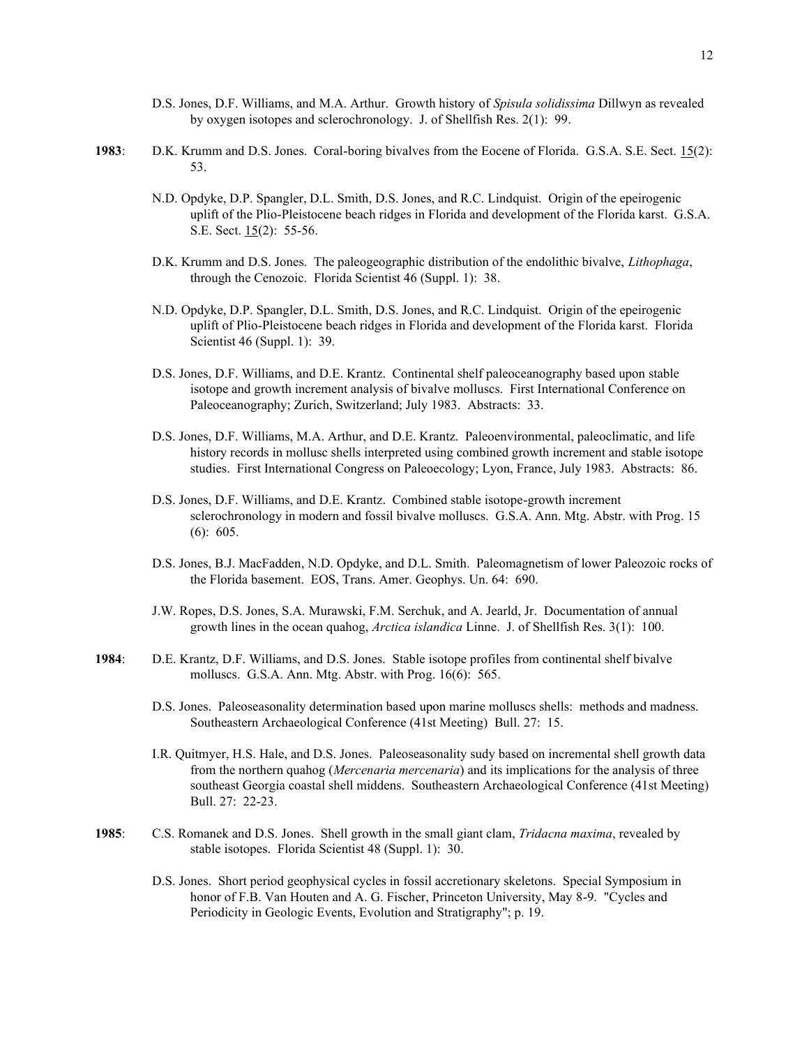D.S. Jones, D.F. Williams, and M.A. Arthur. Growth history of *Spisula solidissima* Dillwyn as revealed by oxygen isotopes and sclerochronology. J. of Shellfish Res. 2(1): 99.

**1983**: D.K. Krumm and D.S. Jones. Coral-boring bivalves from the Eocene of Florida. G.S.A. S.E. Sect. <u>15</u>(2): 53.

N.D. Opdyke, D.P. Spangler, D.L. Smith, D.S. Jones, and R.C. Lindquist. Origin of the epeirogenic uplift of the Plio-Pleistocene beach ridges in Florida and development of the Florida karst. G.S.A. S.E. Sect. <u>15</u>(2): 55-56.

D.K. Krumm and D.S. Jones. The paleogeographic distribution of the endolithic bivalve, *Lithophaga*, through the Cenozoic. Florida Scientist 46 (Suppl. 1): 38.

N.D. Opdyke, D.P. Spangler, D.L. Smith, D.S. Jones, and R.C. Lindquist. Origin of the epeirogenic uplift of Plio-Pleistocene beach ridges in Florida and development of the Florida karst. Florida Scientist 46 (Suppl. 1): 39.

D.S. Jones, D.F. Williams, and D.E. Krantz. Continental shelf paleoceanography based upon stable isotope and growth increment analysis of bivalve molluscs. First International Conference on Paleoceanography; Zurich, Switzerland; July 1983. Abstracts: 33.

D.S. Jones, D.F. Williams, M.A. Arthur, and D.E. Krantz. Paleoenvironmental, paleoclimatic, and life history records in mollusc shells interpreted using combined growth increment and stable isotope studies. First International Congress on Paleoecology; Lyon, France, July 1983. Abstracts: 86.

D.S. Jones, D.F. Williams, and D.E. Krantz. Combined stable isotope-growth increment sclerochronology in modern and fossil bivalve molluscs. G.S.A. Ann. Mtg. Abstr. with Prog. 15 (6): 605.

D.S. Jones, B.J. MacFadden, N.D. Opdyke, and D.L. Smith. Paleomagnetism of lower Paleozoic rocks of the Florida basement. EOS, Trans. Amer. Geophys. Un. 64: 690.

J.W. Ropes, D.S. Jones, S.A. Murawski, F.M. Serchuk, and A. Jearld, Jr. Documentation of annual growth lines in the ocean quahog, *Arctica islandica* Linne. J. of Shellfish Res. 3(1): 100.

**1984**: D.E. Krantz, D.F. Williams, and D.S. Jones. Stable isotope profiles from continental shelf bivalve molluscs. G.S.A. Ann. Mtg. Abstr. with Prog. 16(6): 565.

D.S. Jones. Paleoseasonality determination based upon marine molluscs shells: methods and madness. Southeastern Archaeological Conference (41st Meeting) Bull. 27: 15.

I.R. Quitmyer, H.S. Hale, and D.S. Jones. Paleoseasonality sudy based on incremental shell growth data from the northern quahog (*Mercenaria mercenaria*) and its implications for the analysis of three southeast Georgia coastal shell middens. Southeastern Archaeological Conference (41st Meeting) Bull. 27: 22-23.

**1985**: C.S. Romanek and D.S. Jones. Shell growth in the small giant clam, *Tridacna maxima*, revealed by stable isotopes. Florida Scientist 48 (Suppl. 1): 30.

D.S. Jones. Short period geophysical cycles in fossil accretionary skeletons. Special Symposium in honor of F.B. Van Houten and A. G. Fischer, Princeton University, May 8-9. "Cycles and Periodicity in Geologic Events, Evolution and Stratigraphy"; p. 19.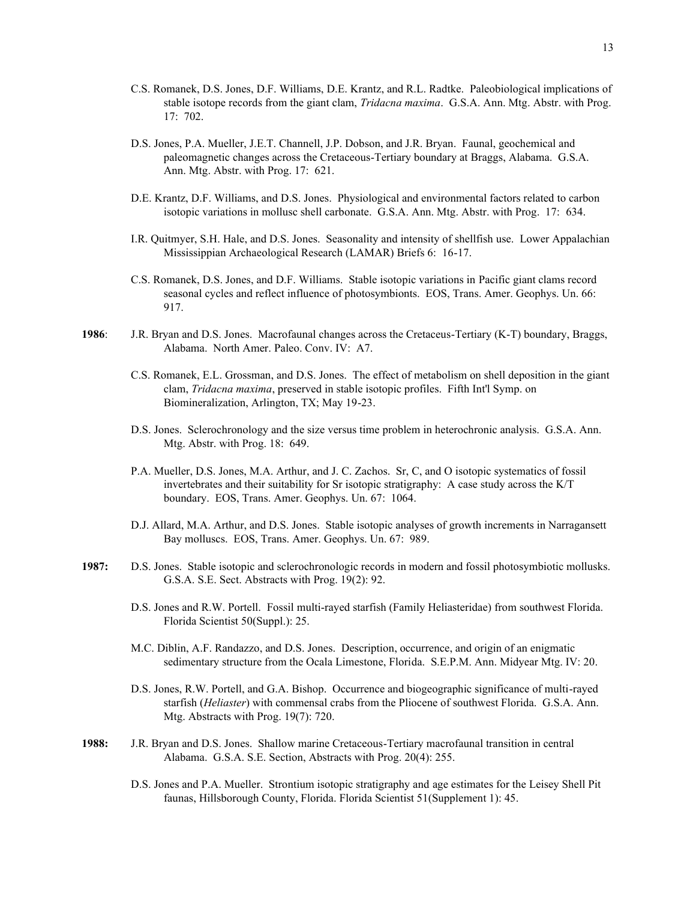C.S. Romanek, D.S. Jones, D.F. Williams, D.E. Krantz, and R.L. Radtke. Paleobiological implications of stable isotope records from the giant clam, *Tridacna maxima*. G.S.A. Ann. Mtg. Abstr. with Prog. 17: 702.

D.S. Jones, P.A. Mueller, J.E.T. Channell, J.P. Dobson, and J.R. Bryan. Faunal, geochemical and paleomagnetic changes across the Cretaceous-Tertiary boundary at Braggs, Alabama. G.S.A. Ann. Mtg. Abstr. with Prog. 17: 621.

D.E. Krantz, D.F. Williams, and D.S. Jones. Physiological and environmental factors related to carbon isotopic variations in mollusc shell carbonate. G.S.A. Ann. Mtg. Abstr. with Prog. 17: 634.

I.R. Quitmyer, S.H. Hale, and D.S. Jones. Seasonality and intensity of shellfish use. Lower Appalachian Mississippian Archaeological Research (LAMAR) Briefs 6: 16-17.

C.S. Romanek, D.S. Jones, and D.F. Williams. Stable isotopic variations in Pacific giant clams record seasonal cycles and reflect influence of photosymbionts. EOS, Trans. Amer. Geophys. Un. 66: 917.

**1986**: J.R. Bryan and D.S. Jones. Macrofaunal changes across the Cretaceus-Tertiary (K-T) boundary, Braggs, Alabama. North Amer. Paleo. Conv. IV: A7.

C.S. Romanek, E.L. Grossman, and D.S. Jones. The effect of metabolism on shell deposition in the giant clam, *Tridacna maxima*, preserved in stable isotopic profiles. Fifth Int'l Symp. on Biomineralization, Arlington, TX; May 19-23.

D.S. Jones. Sclerochronology and the size versus time problem in heterochronic analysis. G.S.A. Ann. Mtg. Abstr. with Prog. 18: 649.

P.A. Mueller, D.S. Jones, M.A. Arthur, and J. C. Zachos. Sr, C, and O isotopic systematics of fossil invertebrates and their suitability for Sr isotopic stratigraphy: A case study across the K/T boundary. EOS, Trans. Amer. Geophys. Un. 67: 1064.

D.J. Allard, M.A. Arthur, and D.S. Jones. Stable isotopic analyses of growth increments in Narragansett Bay molluscs. EOS, Trans. Amer. Geophys. Un. 67: 989.

**1987:** D.S. Jones. Stable isotopic and sclerochronologic records in modern and fossil photosymbiotic mollusks. G.S.A. S.E. Sect. Abstracts with Prog. 19(2): 92.

D.S. Jones and R.W. Portell. Fossil multi-rayed starfish (Family Heliasteridae) from southwest Florida. Florida Scientist 50(Suppl.): 25.

M.C. Diblin, A.F. Randazzo, and D.S. Jones. Description, occurrence, and origin of an enigmatic sedimentary structure from the Ocala Limestone, Florida. S.E.P.M. Ann. Midyear Mtg. IV: 20.

D.S. Jones, R.W. Portell, and G.A. Bishop. Occurrence and biogeographic significance of multi-rayed starfish (*Heliaster*) with commensal crabs from the Pliocene of southwest Florida. G.S.A. Ann. Mtg. Abstracts with Prog. 19(7): 720.

**1988:** J.R. Bryan and D.S. Jones. Shallow marine Cretaceous-Tertiary macrofaunal transition in central Alabama. G.S.A. S.E. Section, Abstracts with Prog. 20(4): 255.

D.S. Jones and P.A. Mueller. Strontium isotopic stratigraphy and age estimates for the Leisey Shell Pit faunas, Hillsborough County, Florida. Florida Scientist 51(Supplement 1): 45.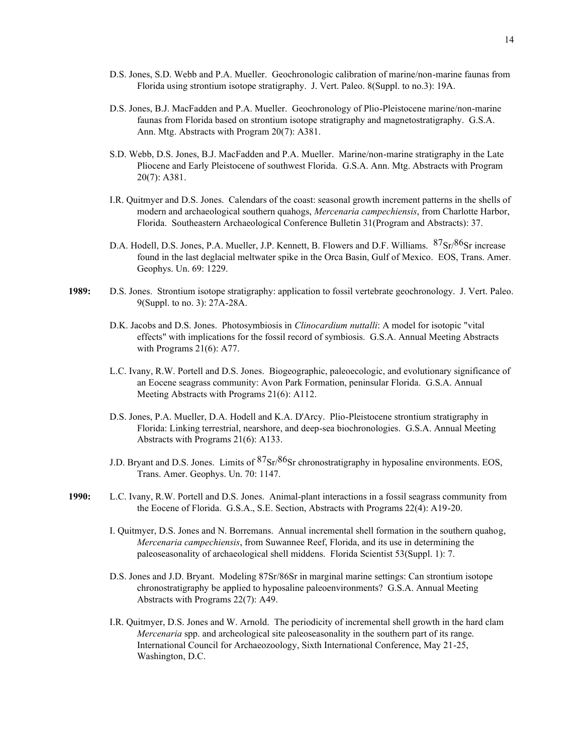D.S. Jones, S.D. Webb and P.A. Mueller. Geochronologic calibration of marine/non-marine faunas from Florida using strontium isotope stratigraphy. J. Vert. Paleo. 8(Suppl. to no.3): 19A.

D.S. Jones, B.J. MacFadden and P.A. Mueller. Geochronology of Plio-Pleistocene marine/non-marine faunas from Florida based on strontium isotope stratigraphy and magnetostratigraphy. G.S.A. Ann. Mtg. Abstracts with Program 20(7): A381.

S.D. Webb, D.S. Jones, B.J. MacFadden and P.A. Mueller. Marine/non-marine stratigraphy in the Late Pliocene and Early Pleistocene of southwest Florida. G.S.A. Ann. Mtg. Abstracts with Program 20(7): A381.

I.R. Quitmyer and D.S. Jones. Calendars of the coast: seasonal growth increment patterns in the shells of modern and archaeological southern quahogs, *Mercenaria campechiensis*, from Charlotte Harbor, Florida. Southeastern Archaeological Conference Bulletin 31(Program and Abstracts): 37.

D.A. Hodell, D.S. Jones, P.A. Mueller, J.P. Kennett, B. Flowers and D.F. Williams. $^{87}Sr/^{86}Sr$ increase found in the last deglacial meltwater spike in the Orca Basin, Gulf of Mexico. EOS, Trans. Amer. Geophys. Un. 69: 1229.

**1989:** D.S. Jones. Strontium isotope stratigraphy: application to fossil vertebrate geochronology. J. Vert. Paleo. 9(Suppl. to no. 3): 27A-28A.

D.K. Jacobs and D.S. Jones. Photosymbiosis in *Clinocardium nuttalli*: A model for isotopic "vital effects" with implications for the fossil record of symbiosis. G.S.A. Annual Meeting Abstracts with Programs 21(6): A77.

L.C. Ivany, R.W. Portell and D.S. Jones. Biogeographic, paleoecologic, and evolutionary significance of an Eocene seagrass community: Avon Park Formation, peninsular Florida. G.S.A. Annual Meeting Abstracts with Programs 21(6): A112.

D.S. Jones, P.A. Mueller, D.A. Hodell and K.A. D'Arcy. Plio-Pleistocene strontium stratigraphy in Florida: Linking terrestrial, nearshore, and deep-sea biochronologies. G.S.A. Annual Meeting Abstracts with Programs 21(6): A133.

J.D. Bryant and D.S. Jones. Limits of $^{87}Sr/^{86}Sr$ chronostratigraphy in hyposaline environments. EOS, Trans. Amer. Geophys. Un. 70: 1147.

**1990:** L.C. Ivany, R.W. Portell and D.S. Jones. Animal-plant interactions in a fossil seagrass community from the Eocene of Florida. G.S.A., S.E. Section, Abstracts with Programs 22(4): A19-20.

I. Quitmyer, D.S. Jones and N. Borremans. Annual incremental shell formation in the southern quahog, *Mercenaria campechiensis*, from Suwannee Reef, Florida, and its use in determining the paleoseasonality of archaeological shell middens. Florida Scientist 53(Suppl. 1): 7.

D.S. Jones and J.D. Bryant. Modeling 87Sr/86Sr in marginal marine settings: Can strontium isotope chronostratigraphy be applied to hyposaline paleoenvironments? G.S.A. Annual Meeting Abstracts with Programs 22(7): A49.

I.R. Quitmyer, D.S. Jones and W. Arnold. The periodicity of incremental shell growth in the hard clam *Mercenaria* spp. and archeological site paleoseasonality in the southern part of its range. International Council for Archaeozoology, Sixth International Conference, May 21-25, Washington, D.C.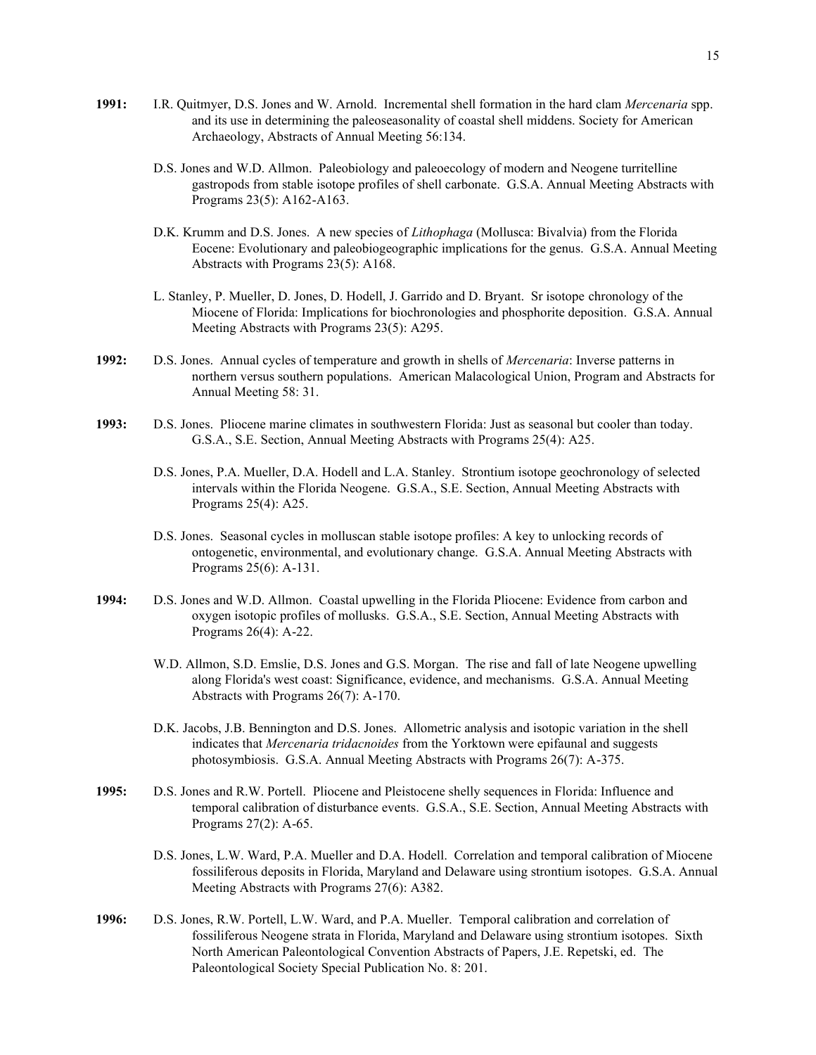**1991:** I.R. Quitmyer, D.S. Jones and W. Arnold. Incremental shell formation in the hard clam *Mercenaria* spp. and its use in determining the paleoseasonality of coastal shell middens. Society for American Archaeology, Abstracts of Annual Meeting 56:134.

D.S. Jones and W.D. Allmon. Paleobiology and paleoecology of modern and Neogene turritelline gastropods from stable isotope profiles of shell carbonate. G.S.A. Annual Meeting Abstracts with Programs 23(5): A162-A163.

D.K. Krumm and D.S. Jones. A new species of *Lithophaga* (Mollusca: Bivalvia) from the Florida Eocene: Evolutionary and paleobiogeographic implications for the genus. G.S.A. Annual Meeting Abstracts with Programs 23(5): A168.

L. Stanley, P. Mueller, D. Jones, D. Hodell, J. Garrido and D. Bryant. Sr isotope chronology of the Miocene of Florida: Implications for biochronologies and phosphorite deposition. G.S.A. Annual Meeting Abstracts with Programs 23(5): A295.

**1992:** D.S. Jones. Annual cycles of temperature and growth in shells of *Mercenaria*: Inverse patterns in northern versus southern populations. American Malacological Union, Program and Abstracts for Annual Meeting 58: 31.

**1993:** D.S. Jones. Pliocene marine climates in southwestern Florida: Just as seasonal but cooler than today. G.S.A., S.E. Section, Annual Meeting Abstracts with Programs 25(4): A25.

D.S. Jones, P.A. Mueller, D.A. Hodell and L.A. Stanley. Strontium isotope geochronology of selected intervals within the Florida Neogene. G.S.A., S.E. Section, Annual Meeting Abstracts with Programs 25(4): A25.

D.S. Jones. Seasonal cycles in molluscan stable isotope profiles: A key to unlocking records of ontogenetic, environmental, and evolutionary change. G.S.A. Annual Meeting Abstracts with Programs 25(6): A-131.

**1994:** D.S. Jones and W.D. Allmon. Coastal upwelling in the Florida Pliocene: Evidence from carbon and oxygen isotopic profiles of mollusks. G.S.A., S.E. Section, Annual Meeting Abstracts with Programs 26(4): A-22.

W.D. Allmon, S.D. Emslie, D.S. Jones and G.S. Morgan. The rise and fall of late Neogene upwelling along Florida's west coast: Significance, evidence, and mechanisms. G.S.A. Annual Meeting Abstracts with Programs 26(7): A-170.

D.K. Jacobs, J.B. Bennington and D.S. Jones. Allometric analysis and isotopic variation in the shell indicates that *Mercenaria tridacnoides* from the Yorktown were epifaunal and suggests photosymbiosis. G.S.A. Annual Meeting Abstracts with Programs 26(7): A-375.

**1995:** D.S. Jones and R.W. Portell. Pliocene and Pleistocene shelly sequences in Florida: Influence and temporal calibration of disturbance events. G.S.A., S.E. Section, Annual Meeting Abstracts with Programs 27(2): A-65.

D.S. Jones, L.W. Ward, P.A. Mueller and D.A. Hodell. Correlation and temporal calibration of Miocene fossiliferous deposits in Florida, Maryland and Delaware using strontium isotopes. G.S.A. Annual Meeting Abstracts with Programs 27(6): A382.

**1996:** D.S. Jones, R.W. Portell, L.W. Ward, and P.A. Mueller. Temporal calibration and correlation of fossiliferous Neogene strata in Florida, Maryland and Delaware using strontium isotopes. Sixth North American Paleontological Convention Abstracts of Papers, J.E. Repetski, ed. The Paleontological Society Special Publication No. 8: 201.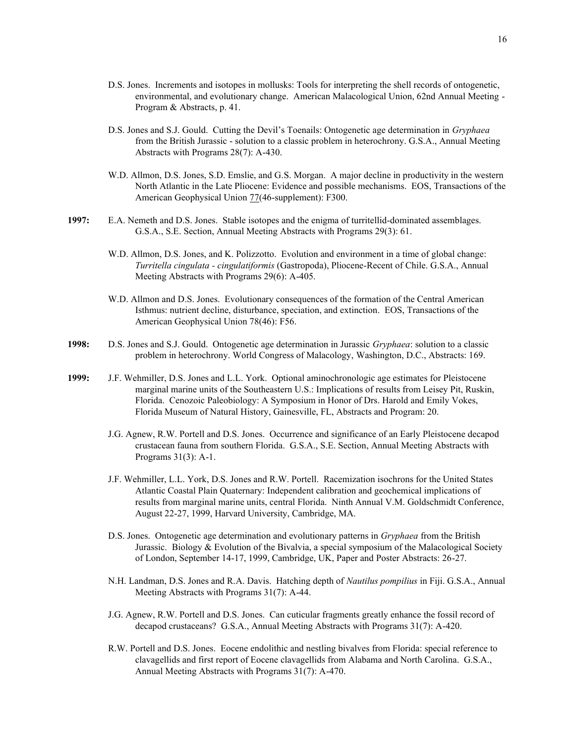D.S. Jones. Increments and isotopes in mollusks: Tools for interpreting the shell records of ontogenetic, environmental, and evolutionary change. American Malacological Union, 62nd Annual Meeting - Program & Abstracts, p. 41.

D.S. Jones and S.J. Gould. Cutting the Devil's Toenails: Ontogenetic age determination in *Gryphaea* from the British Jurassic - solution to a classic problem in heterochrony. G.S.A., Annual Meeting Abstracts with Programs 28(7): A-430.

W.D. Allmon, D.S. Jones, S.D. Emslie, and G.S. Morgan. A major decline in productivity in the western North Atlantic in the Late Pliocene: Evidence and possible mechanisms. EOS, Transactions of the American Geophysical Union 77(46-supplement): F300.

**1997:** E.A. Nemeth and D.S. Jones. Stable isotopes and the enigma of turritellid-dominated assemblages. G.S.A., S.E. Section, Annual Meeting Abstracts with Programs 29(3): 61.

W.D. Allmon, D.S. Jones, and K. Polizzotto. Evolution and environment in a time of global change: *Turritella cingulata - cingulatiformis* (Gastropoda), Pliocene-Recent of Chile. G.S.A., Annual Meeting Abstracts with Programs 29(6): A-405.

W.D. Allmon and D.S. Jones. Evolutionary consequences of the formation of the Central American Isthmus: nutrient decline, disturbance, speciation, and extinction. EOS, Transactions of the American Geophysical Union 78(46): F56.

**1998:** D.S. Jones and S.J. Gould. Ontogenetic age determination in Jurassic *Gryphaea*: solution to a classic problem in heterochrony. World Congress of Malacology, Washington, D.C., Abstracts: 169.

**1999:** J.F. Wehmiller, D.S. Jones and L.L. York. Optional aminochronologic age estimates for Pleistocene marginal marine units of the Southeastern U.S.: Implications of results from Leisey Pit, Ruskin, Florida. Cenozoic Paleobiology: A Symposium in Honor of Drs. Harold and Emily Vokes, Florida Museum of Natural History, Gainesville, FL, Abstracts and Program: 20.

J.G. Agnew, R.W. Portell and D.S. Jones. Occurrence and significance of an Early Pleistocene decapod crustacean fauna from southern Florida. G.S.A., S.E. Section, Annual Meeting Abstracts with Programs 31(3): A-1.

J.F. Wehmiller, L.L. York, D.S. Jones and R.W. Portell. Racemization isochrons for the United States Atlantic Coastal Plain Quaternary: Independent calibration and geochemical implications of results from marginal marine units, central Florida. Ninth Annual V.M. Goldschmidt Conference, August 22-27, 1999, Harvard University, Cambridge, MA.

D.S. Jones. Ontogenetic age determination and evolutionary patterns in *Gryphaea* from the British Jurassic. Biology & Evolution of the Bivalvia, a special symposium of the Malacological Society of London, September 14-17, 1999, Cambridge, UK, Paper and Poster Abstracts: 26-27.

N.H. Landman, D.S. Jones and R.A. Davis. Hatching depth of *Nautilus pompilius* in Fiji. G.S.A., Annual Meeting Abstracts with Programs 31(7): A-44.

J.G. Agnew, R.W. Portell and D.S. Jones. Can cuticular fragments greatly enhance the fossil record of decapod crustaceans? G.S.A., Annual Meeting Abstracts with Programs 31(7): A-420.

R.W. Portell and D.S. Jones. Eocene endolithic and nestling bivalves from Florida: special reference to clavagellids and first report of Eocene clavagellids from Alabama and North Carolina. G.S.A., Annual Meeting Abstracts with Programs 31(7): A-470.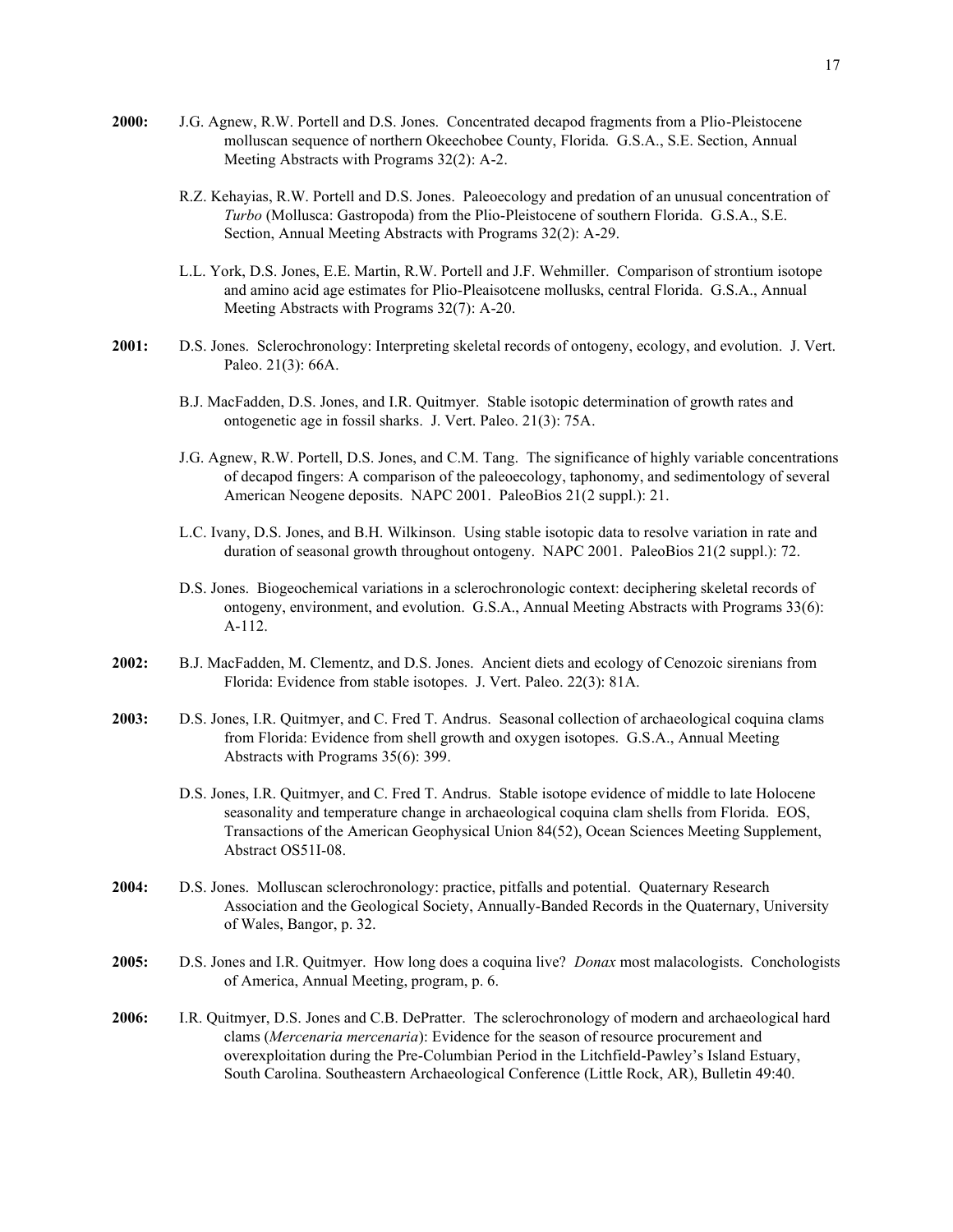**2000:** J.G. Agnew, R.W. Portell and D.S. Jones. Concentrated decapod fragments from a Plio-Pleistocene molluscan sequence of northern Okeechobee County, Florida. G.S.A., S.E. Section, Annual Meeting Abstracts with Programs 32(2): A-2.

R.Z. Kehayias, R.W. Portell and D.S. Jones. Paleoecology and predation of an unusual concentration of *Turbo* (Mollusca: Gastropoda) from the Plio-Pleistocene of southern Florida. G.S.A., S.E. Section, Annual Meeting Abstracts with Programs 32(2): A-29.

L.L. York, D.S. Jones, E.E. Martin, R.W. Portell and J.F. Wehmiller. Comparison of strontium isotope and amino acid age estimates for Plio-Pleaisotcene mollusks, central Florida. G.S.A., Annual Meeting Abstracts with Programs 32(7): A-20.

**2001:** D.S. Jones. Sclerochronology: Interpreting skeletal records of ontogeny, ecology, and evolution. J. Vert. Paleo. 21(3): 66A.

B.J. MacFadden, D.S. Jones, and I.R. Quitmyer. Stable isotopic determination of growth rates and ontogenetic age in fossil sharks. J. Vert. Paleo. 21(3): 75A.

J.G. Agnew, R.W. Portell, D.S. Jones, and C.M. Tang. The significance of highly variable concentrations of decapod fingers: A comparison of the paleoecology, taphonomy, and sedimentology of several American Neogene deposits. NAPC 2001. PaleoBios 21(2 suppl.): 21.

L.C. Ivany, D.S. Jones, and B.H. Wilkinson. Using stable isotopic data to resolve variation in rate and duration of seasonal growth throughout ontogeny. NAPC 2001. PaleoBios 21(2 suppl.): 72.

D.S. Jones. Biogeochemical variations in a sclerochronologic context: deciphering skeletal records of ontogeny, environment, and evolution. G.S.A., Annual Meeting Abstracts with Programs 33(6): A-112.

**2002:** B.J. MacFadden, M. Clementz, and D.S. Jones. Ancient diets and ecology of Cenozoic sirenians from Florida: Evidence from stable isotopes. J. Vert. Paleo. 22(3): 81A.

**2003:** D.S. Jones, I.R. Quitmyer, and C. Fred T. Andrus. Seasonal collection of archaeological coquina clams from Florida: Evidence from shell growth and oxygen isotopes. G.S.A., Annual Meeting Abstracts with Programs 35(6): 399.

D.S. Jones, I.R. Quitmyer, and C. Fred T. Andrus. Stable isotope evidence of middle to late Holocene seasonality and temperature change in archaeological coquina clam shells from Florida. EOS, Transactions of the American Geophysical Union 84(52), Ocean Sciences Meeting Supplement, Abstract OS51I-08.

**2004:** D.S. Jones. Molluscan sclerochronology: practice, pitfalls and potential. Quaternary Research Association and the Geological Society, Annually-Banded Records in the Quaternary, University of Wales, Bangor, p. 32.

**2005:** D.S. Jones and I.R. Quitmyer. How long does a coquina live? *Donax* most malacologists. Conchologists of America, Annual Meeting, program, p. 6.

**2006:** I.R. Quitmyer, D.S. Jones and C.B. DePratter. The sclerochronology of modern and archaeological hard clams (*Mercenaria mercenaria*): Evidence for the season of resource procurement and overexploitation during the Pre-Columbian Period in the Litchfield-Pawley's Island Estuary, South Carolina. Southeastern Archaeological Conference (Little Rock, AR), Bulletin 49:40.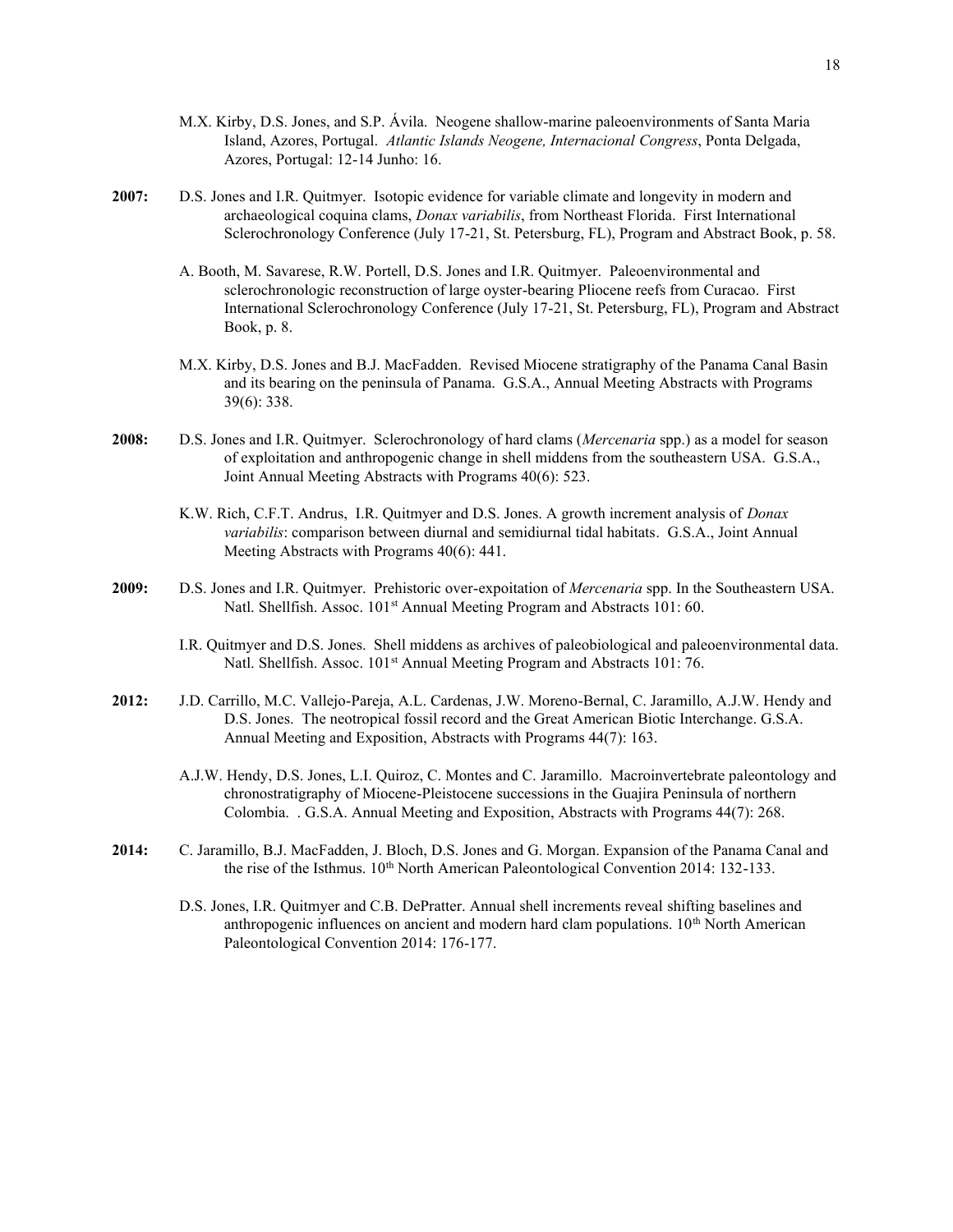M.X. Kirby, D.S. Jones, and S.P. Ávila. Neogene shallow-marine paleoenvironments of Santa Maria Island, Azores, Portugal. *Atlantic Islands Neogene, Internacional Congress*, Ponta Delgada, Azores, Portugal: 12-14 Junho: 16.

**2007:** D.S. Jones and I.R. Quitmyer. Isotopic evidence for variable climate and longevity in modern and archaeological coquina clams, *Donax variabilis*, from Northeast Florida. First International Sclerochronology Conference (July 17-21, St. Petersburg, FL), Program and Abstract Book, p. 58.

A. Booth, M. Savarese, R.W. Portell, D.S. Jones and I.R. Quitmyer. Paleoenvironmental and sclerochronologic reconstruction of large oyster-bearing Pliocene reefs from Curacao. First International Sclerochronology Conference (July 17-21, St. Petersburg, FL), Program and Abstract Book, p. 8.

M.X. Kirby, D.S. Jones and B.J. MacFadden. Revised Miocene stratigraphy of the Panama Canal Basin and its bearing on the peninsula of Panama. G.S.A., Annual Meeting Abstracts with Programs 39(6): 338.

**2008:** D.S. Jones and I.R. Quitmyer. Sclerochronology of hard clams (*Mercenaria* spp.) as a model for season of exploitation and anthropogenic change in shell middens from the southeastern USA. G.S.A., Joint Annual Meeting Abstracts with Programs 40(6): 523.

K.W. Rich, C.F.T. Andrus, I.R. Quitmyer and D.S. Jones. A growth increment analysis of *Donax variabilis*: comparison between diurnal and semidiurnal tidal habitats. G.S.A., Joint Annual Meeting Abstracts with Programs 40(6): 441.

**2009:** D.S. Jones and I.R. Quitmyer. Prehistoric over-expoitation of *Mercenaria* spp. In the Southeastern USA. Natl. Shellfish. Assoc. 101st Annual Meeting Program and Abstracts 101: 60.

I.R. Quitmyer and D.S. Jones. Shell middens as archives of paleobiological and paleoenvironmental data. Natl. Shellfish. Assoc. 101st Annual Meeting Program and Abstracts 101: 76.

**2012:** J.D. Carrillo, M.C. Vallejo-Pareja, A.L. Cardenas, J.W. Moreno-Bernal, C. Jaramillo, A.J.W. Hendy and D.S. Jones. The neotropical fossil record and the Great American Biotic Interchange. G.S.A. Annual Meeting and Exposition, Abstracts with Programs 44(7): 163.

A.J.W. Hendy, D.S. Jones, L.I. Quiroz, C. Montes and C. Jaramillo. Macroinvertebrate paleontology and chronostratigraphy of Miocene-Pleistocene successions in the Guajira Peninsula of northern Colombia. . G.S.A. Annual Meeting and Exposition, Abstracts with Programs 44(7): 268.

**2014:** C. Jaramillo, B.J. MacFadden, J. Bloch, D.S. Jones and G. Morgan. Expansion of the Panama Canal and the rise of the Isthmus. 10th North American Paleontological Convention 2014: 132-133.

D.S. Jones, I.R. Quitmyer and C.B. DePratter. Annual shell increments reveal shifting baselines and anthropogenic influences on ancient and modern hard clam populations. 10th North American Paleontological Convention 2014: 176-177.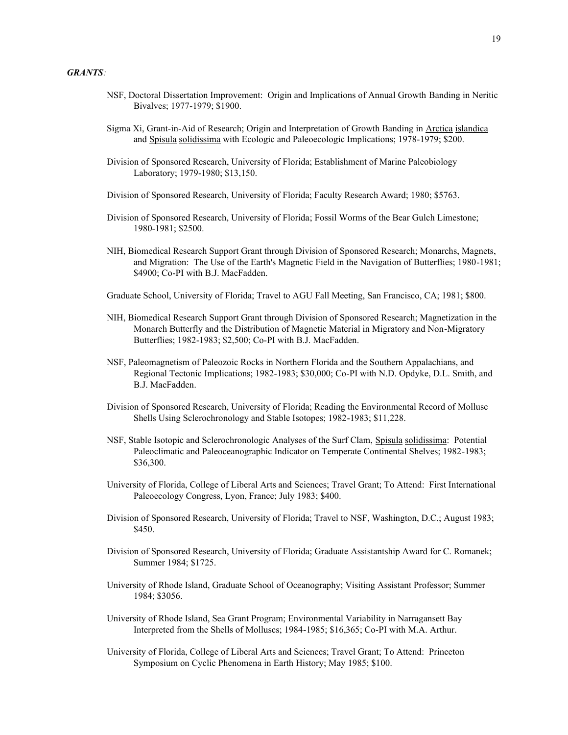***GRANTS*:**

NSF, Doctoral Dissertation Improvement: Origin and Implications of Annual Growth Banding in Neritic Bivalves; 1977-1979; $1900.

Sigma Xi, Grant-in-Aid of Research; Origin and Interpretation of Growth Banding in Arctica islandica and Spisula solidissima with Ecologic and Paleoecologic Implications; 1978-1979; $200.

Division of Sponsored Research, University of Florida; Establishment of Marine Paleobiology Laboratory; 1979-1980; $13,150.

Division of Sponsored Research, University of Florida; Faculty Research Award; 1980; $5763.

Division of Sponsored Research, University of Florida; Fossil Worms of the Bear Gulch Limestone; 1980-1981; $2500.

NIH, Biomedical Research Support Grant through Division of Sponsored Research; Monarchs, Magnets, and Migration: The Use of the Earth's Magnetic Field in the Navigation of Butterflies; 1980-1981; $4900; Co-PI with B.J. MacFadden.

Graduate School, University of Florida; Travel to AGU Fall Meeting, San Francisco, CA; 1981; $800.

NIH, Biomedical Research Support Grant through Division of Sponsored Research; Magnetization in the Monarch Butterfly and the Distribution of Magnetic Material in Migratory and Non-Migratory Butterflies; 1982-1983; $2,500; Co-PI with B.J. MacFadden.

NSF, Paleomagnetism of Paleozoic Rocks in Northern Florida and the Southern Appalachians, and Regional Tectonic Implications; 1982-1983; $30,000; Co-PI with N.D. Opdyke, D.L. Smith, and B.J. MacFadden.

Division of Sponsored Research, University of Florida; Reading the Environmental Record of Mollusc Shells Using Sclerochronology and Stable Isotopes; 1982-1983; $11,228.

NSF, Stable Isotopic and Sclerochronologic Analyses of the Surf Clam, Spisula solidissima: Potential Paleoclimatic and Paleoceanographic Indicator on Temperate Continental Shelves; 1982-1983; $36,300.

University of Florida, College of Liberal Arts and Sciences; Travel Grant; To Attend: First International Paleoecology Congress, Lyon, France; July 1983; $400.

Division of Sponsored Research, University of Florida; Travel to NSF, Washington, D.C.; August 1983; $450.

Division of Sponsored Research, University of Florida; Graduate Assistantship Award for C. Romanek; Summer 1984; $1725.

University of Rhode Island, Graduate School of Oceanography; Visiting Assistant Professor; Summer 1984; $3056.

University of Rhode Island, Sea Grant Program; Environmental Variability in Narragansett Bay Interpreted from the Shells of Molluscs; 1984-1985; $16,365; Co-PI with M.A. Arthur.

University of Florida, College of Liberal Arts and Sciences; Travel Grant; To Attend: Princeton Symposium on Cyclic Phenomena in Earth History; May 1985; $100.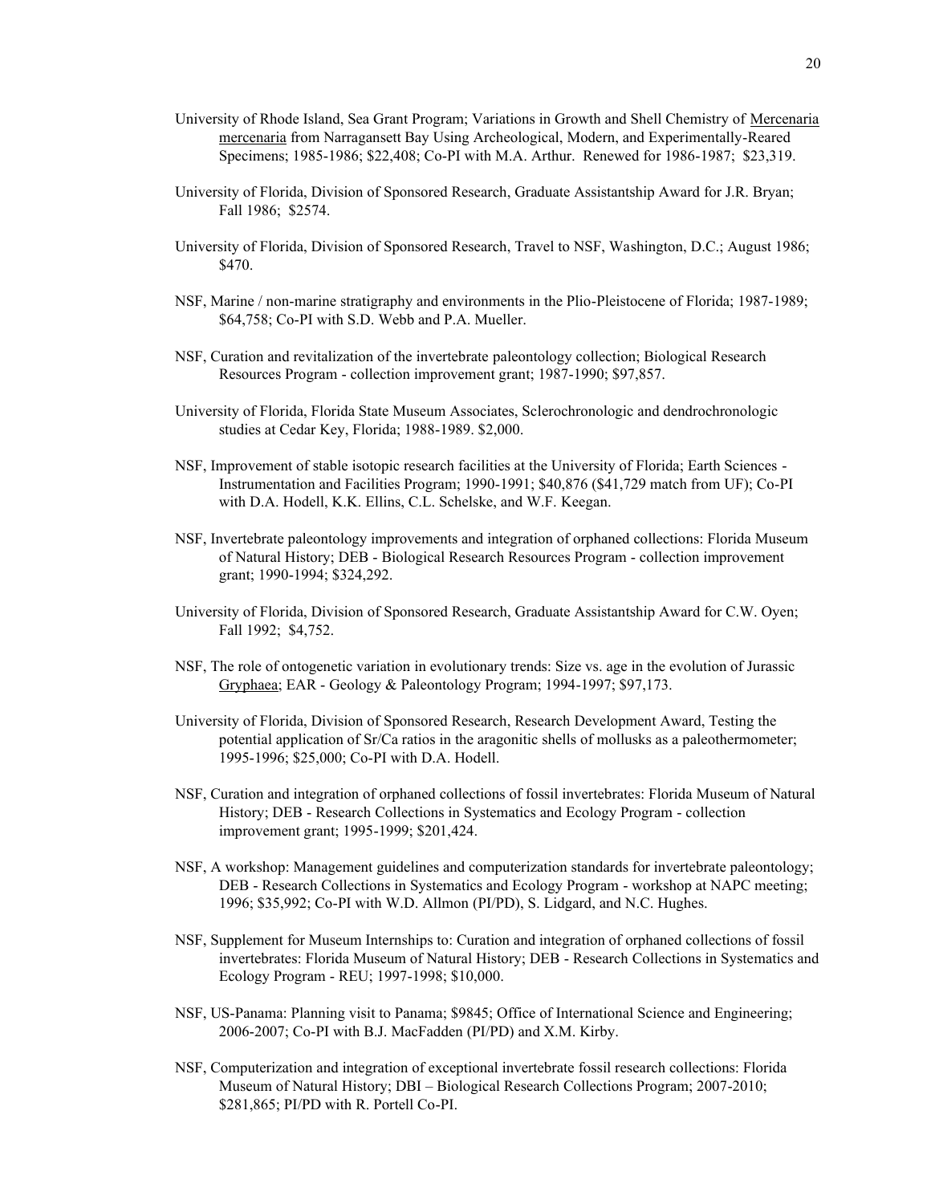University of Rhode Island, Sea Grant Program; Variations in Growth and Shell Chemistry of Mercenaria mercenaria from Narragansett Bay Using Archeological, Modern, and Experimentally-Reared Specimens; 1985-1986; $22,408; Co-PI with M.A. Arthur. Renewed for 1986-1987; $23,319.

University of Florida, Division of Sponsored Research, Graduate Assistantship Award for J.R. Bryan; Fall 1986; $2574.

University of Florida, Division of Sponsored Research, Travel to NSF, Washington, D.C.; August 1986; $470.

NSF, Marine / non-marine stratigraphy and environments in the Plio-Pleistocene of Florida; 1987-1989; $64,758; Co-PI with S.D. Webb and P.A. Mueller.

NSF, Curation and revitalization of the invertebrate paleontology collection; Biological Research Resources Program - collection improvement grant; 1987-1990; $97,857.

University of Florida, Florida State Museum Associates, Sclerochronologic and dendrochronologic studies at Cedar Key, Florida; 1988-1989. $2,000.

NSF, Improvement of stable isotopic research facilities at the University of Florida; Earth Sciences - Instrumentation and Facilities Program; 1990-1991; $40,876 ($41,729 match from UF); Co-PI with D.A. Hodell, K.K. Ellins, C.L. Schelske, and W.F. Keegan.

NSF, Invertebrate paleontology improvements and integration of orphaned collections: Florida Museum of Natural History; DEB - Biological Research Resources Program - collection improvement grant; 1990-1994; $324,292.

University of Florida, Division of Sponsored Research, Graduate Assistantship Award for C.W. Oyen; Fall 1992; $4,752.

NSF, The role of ontogenetic variation in evolutionary trends: Size vs. age in the evolution of Jurassic Gryphaea; EAR - Geology & Paleontology Program; 1994-1997; $97,173.

University of Florida, Division of Sponsored Research, Research Development Award, Testing the potential application of Sr/Ca ratios in the aragonitic shells of mollusks as a paleothermometer; 1995-1996; $25,000; Co-PI with D.A. Hodell.

NSF, Curation and integration of orphaned collections of fossil invertebrates: Florida Museum of Natural History; DEB - Research Collections in Systematics and Ecology Program - collection improvement grant; 1995-1999; $201,424.

NSF, A workshop: Management guidelines and computerization standards for invertebrate paleontology; DEB - Research Collections in Systematics and Ecology Program - workshop at NAPC meeting; 1996; $35,992; Co-PI with W.D. Allmon (PI/PD), S. Lidgard, and N.C. Hughes.

NSF, Supplement for Museum Internships to: Curation and integration of orphaned collections of fossil invertebrates: Florida Museum of Natural History; DEB - Research Collections in Systematics and Ecology Program - REU; 1997-1998; $10,000.

NSF, US-Panama: Planning visit to Panama; $9845; Office of International Science and Engineering; 2006-2007; Co-PI with B.J. MacFadden (PI/PD) and X.M. Kirby.

NSF, Computerization and integration of exceptional invertebrate fossil research collections: Florida Museum of Natural History; DBI – Biological Research Collections Program; 2007-2010; $281,865; PI/PD with R. Portell Co-PI.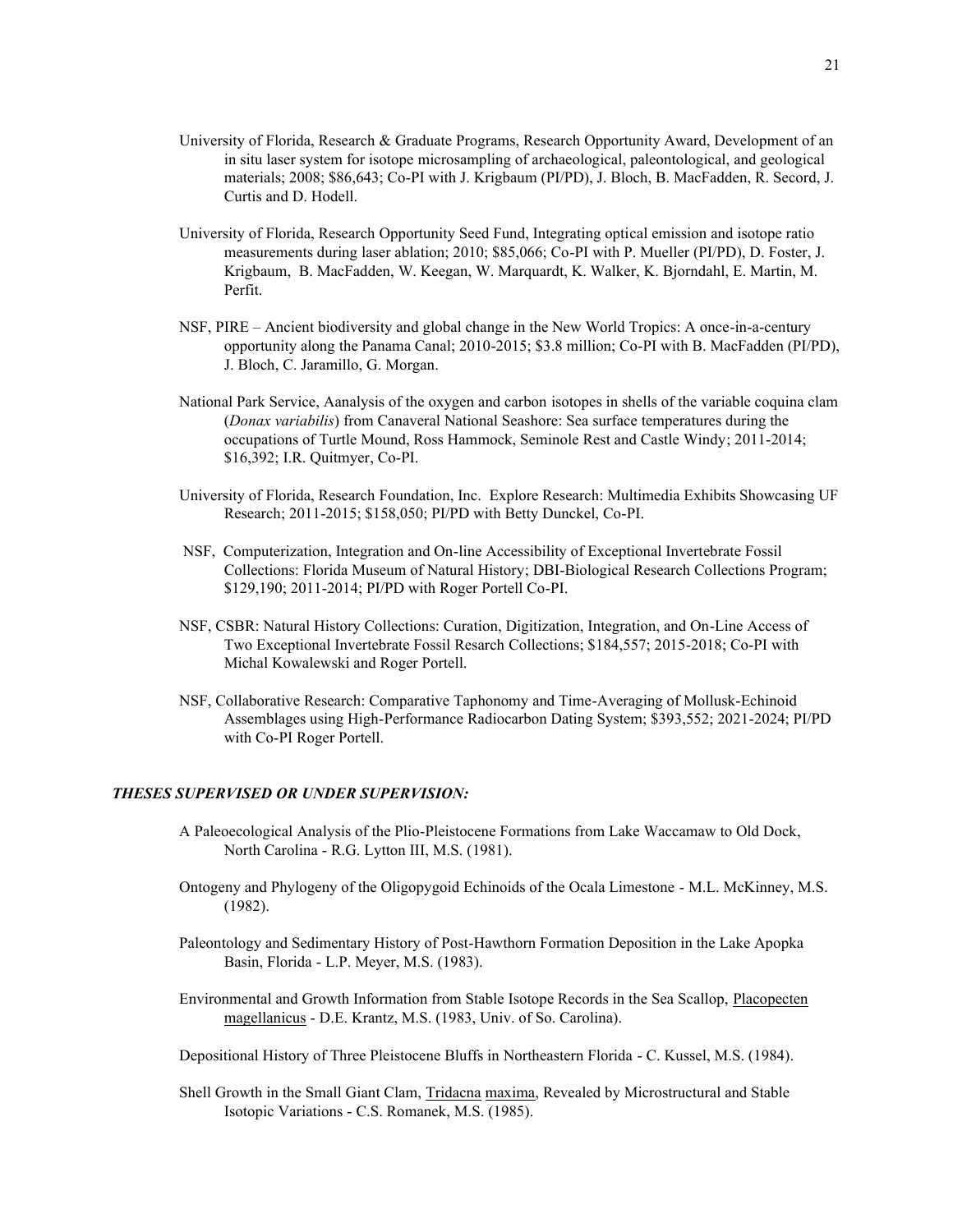University of Florida, Research & Graduate Programs, Research Opportunity Award, Development of an in situ laser system for isotope microsampling of archaeological, paleontological, and geological materials; 2008; $86,643; Co-PI with J. Krigbaum (PI/PD), J. Bloch, B. MacFadden, R. Secord, J. Curtis and D. Hodell.

University of Florida, Research Opportunity Seed Fund, Integrating optical emission and isotope ratio measurements during laser ablation; 2010; $85,066; Co-PI with P. Mueller (PI/PD), D. Foster, J. Krigbaum, B. MacFadden, W. Keegan, W. Marquardt, K. Walker, K. Bjorndahl, E. Martin, M. Perfit.

NSF, PIRE – Ancient biodiversity and global change in the New World Tropics: A once-in-a-century opportunity along the Panama Canal; 2010-2015; $3.8 million; Co-PI with B. MacFadden (PI/PD), J. Bloch, C. Jaramillo, G. Morgan.

National Park Service, Aanalysis of the oxygen and carbon isotopes in shells of the variable coquina clam (*Donax variabilis*) from Canaveral National Seashore: Sea surface temperatures during the occupations of Turtle Mound, Ross Hammock, Seminole Rest and Castle Windy; 2011-2014; $16,392; I.R. Quitmyer, Co-PI.

University of Florida, Research Foundation, Inc. Explore Research: Multimedia Exhibits Showcasing UF Research; 2011-2015; $158,050; PI/PD with Betty Dunckel, Co-PI.

NSF, Computerization, Integration and On-line Accessibility of Exceptional Invertebrate Fossil Collections: Florida Museum of Natural History; DBI-Biological Research Collections Program; $129,190; 2011-2014; PI/PD with Roger Portell Co-PI.

NSF, CSBR: Natural History Collections: Curation, Digitization, Integration, and On-Line Access of Two Exceptional Invertebrate Fossil Resarch Collections; $184,557; 2015-2018; Co-PI with Michal Kowalewski and Roger Portell.

NSF, Collaborative Research: Comparative Taphonomy and Time-Averaging of Mollusk-Echinoid Assemblages using High-Performance Radiocarbon Dating System; $393,552; 2021-2024; PI/PD with Co-PI Roger Portell.

### *THESES SUPERVISED OR UNDER SUPERVISION:*

A Paleoecological Analysis of the Plio-Pleistocene Formations from Lake Waccamaw to Old Dock, North Carolina - R.G. Lytton III, M.S. (1981).

Ontogeny and Phylogeny of the Oligopygoid Echinoids of the Ocala Limestone - M.L. McKinney, M.S. (1982).

Paleontology and Sedimentary History of Post-Hawthorn Formation Deposition in the Lake Apopka Basin, Florida - L.P. Meyer, M.S. (1983).

Environmental and Growth Information from Stable Isotope Records in the Sea Scallop, Placopecten magellanicus - D.E. Krantz, M.S. (1983, Univ. of So. Carolina).

Depositional History of Three Pleistocene Bluffs in Northeastern Florida - C. Kussel, M.S. (1984).

Shell Growth in the Small Giant Clam, Tridacna maxima, Revealed by Microstructural and Stable Isotopic Variations - C.S. Romanek, M.S. (1985).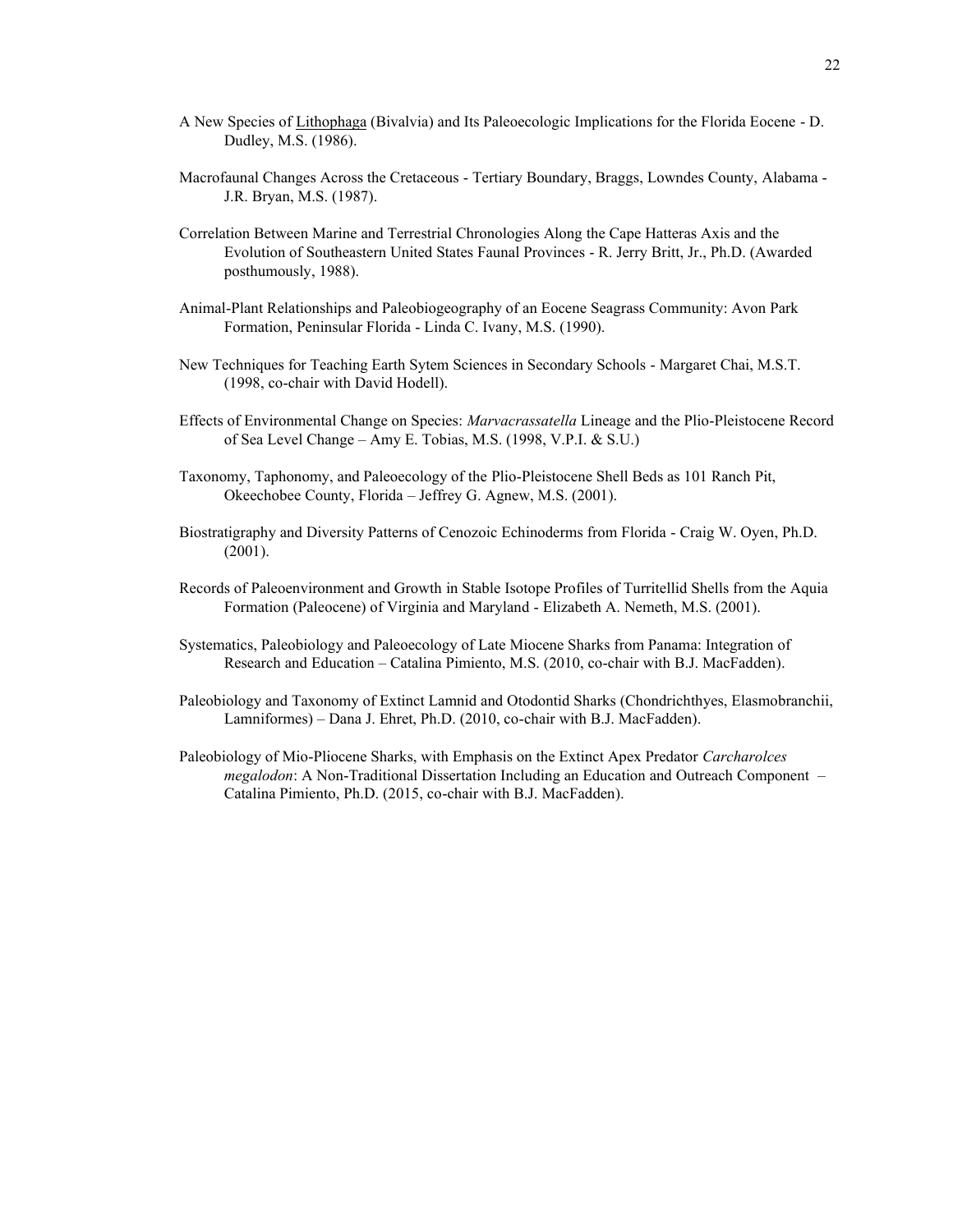A New Species of Lithophaga (Bivalvia) and Its Paleoecologic Implications for the Florida Eocene - D. Dudley, M.S. (1986).

Macrofaunal Changes Across the Cretaceous - Tertiary Boundary, Braggs, Lowndes County, Alabama - J.R. Bryan, M.S. (1987).

Correlation Between Marine and Terrestrial Chronologies Along the Cape Hatteras Axis and the Evolution of Southeastern United States Faunal Provinces - R. Jerry Britt, Jr., Ph.D. (Awarded posthumously, 1988).

Animal-Plant Relationships and Paleobiogeography of an Eocene Seagrass Community: Avon Park Formation, Peninsular Florida - Linda C. Ivany, M.S. (1990).

New Techniques for Teaching Earth Sytem Sciences in Secondary Schools - Margaret Chai, M.S.T. (1998, co-chair with David Hodell).

Effects of Environmental Change on Species: *Marvacrassatella* Lineage and the Plio-Pleistocene Record of Sea Level Change – Amy E. Tobias, M.S. (1998, V.P.I. & S.U.)

Taxonomy, Taphonomy, and Paleoecology of the Plio-Pleistocene Shell Beds as 101 Ranch Pit, Okeechobee County, Florida – Jeffrey G. Agnew, M.S. (2001).

Biostratigraphy and Diversity Patterns of Cenozoic Echinoderms from Florida - Craig W. Oyen, Ph.D. (2001).

Records of Paleoenvironment and Growth in Stable Isotope Profiles of Turritellid Shells from the Aquia Formation (Paleocene) of Virginia and Maryland - Elizabeth A. Nemeth, M.S. (2001).

Systematics, Paleobiology and Paleoecology of Late Miocene Sharks from Panama: Integration of Research and Education – Catalina Pimiento, M.S. (2010, co-chair with B.J. MacFadden).

Paleobiology and Taxonomy of Extinct Lamnid and Otodontid Sharks (Chondrichthyes, Elasmobranchii, Lamniformes) – Dana J. Ehret, Ph.D. (2010, co-chair with B.J. MacFadden).

Paleobiology of Mio-Pliocene Sharks, with Emphasis on the Extinct Apex Predator *Carcharolces megalodon*: A Non-Traditional Dissertation Including an Education and Outreach Component – Catalina Pimiento, Ph.D. (2015, co-chair with B.J. MacFadden).